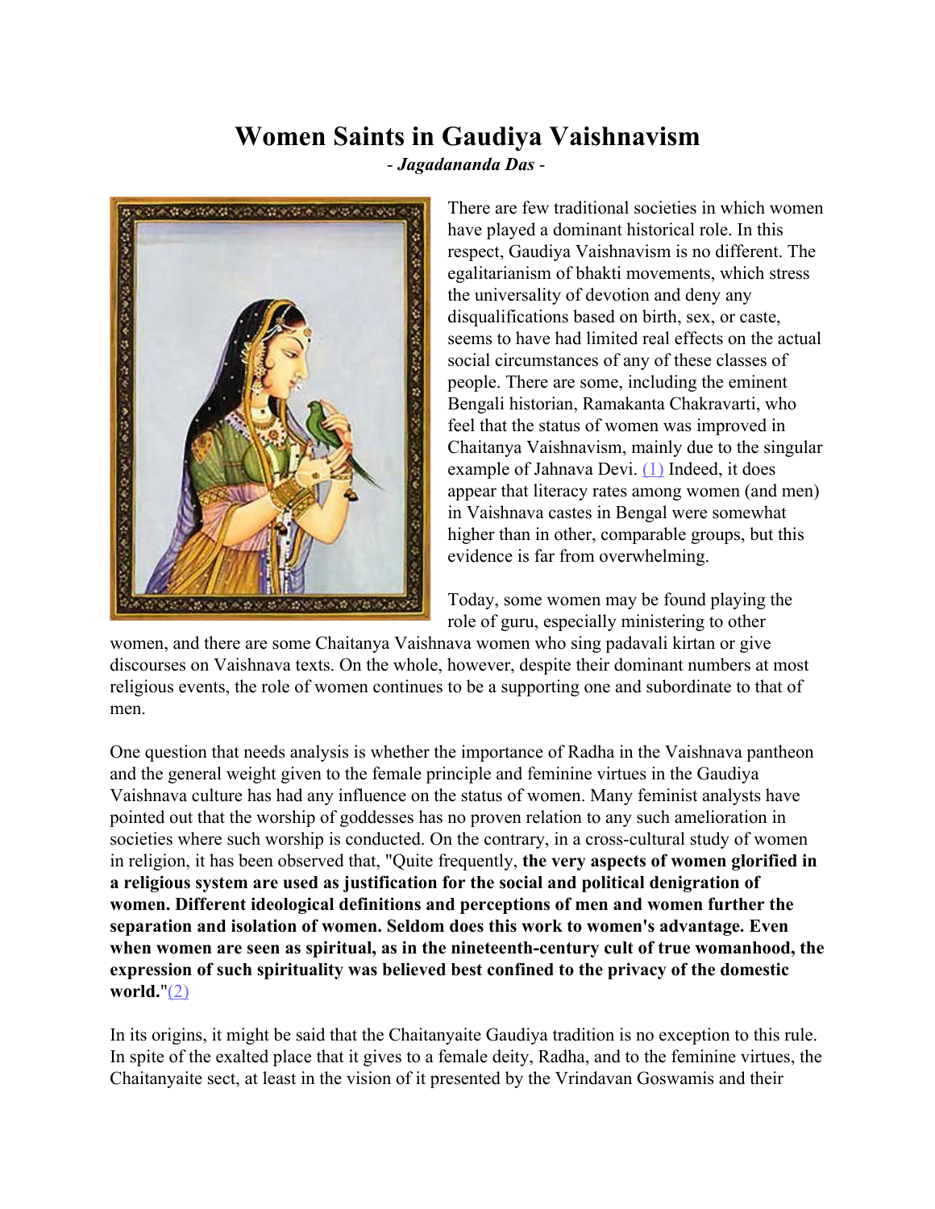# Women Saints in Gaudiya Vaishnavism

*- Jagadananda Das -*

There are few traditional societies in which women have played a dominant historical role. In this respect, Gaudiya Vaishnavism is no different. The egalitarianism of bhakti movements, which stress the universality of devotion and deny any disqualifications based on birth, sex, or caste, seems to have had limited real effects on the actual social circumstances of any of these classes of people. There are some, including the eminent Bengali historian, Ramakanta Chakravarti, who feel that the status of women was improved in Chaitanya Vaishnavism, mainly due to the singular example of Jahnava Devi. (1) Indeed, it does appear that literacy rates among women (and men) in Vaishnava castes in Bengal were somewhat higher than in other, comparable groups, but this evidence is far from overwhelming.

Today, some women may be found playing the role of guru, especially ministering to other women, and there are some Chaitanya Vaishnava women who sing padavali kirtan or give discourses on Vaishnava texts. On the whole, however, despite their dominant numbers at most religious events, the role of women continues to be a supporting one and subordinate to that of men.

One question that needs analysis is whether the importance of Radha in the Vaishnava pantheon and the general weight given to the female principle and feminine virtues in the Gaudiya Vaishnava culture has had any influence on the status of women. Many feminist analysts have pointed out that the worship of goddesses has no proven relation to any such amelioration in societies where such worship is conducted. On the contrary, in a cross-cultural study of women in religion, it has been observed that, "Quite frequently, **the very aspects of women glorified in a religious system are used as justification for the social and political denigration of women. Different ideological definitions and perceptions of men and women further the separation and isolation of women. Seldom does this work to women's advantage. Even when women are seen as spiritual, as in the nineteenth-century cult of true womanhood, the expression of such spirituality was believed best confined to the privacy of the domestic world.**"(2)

In its origins, it might be said that the Chaitanyaite Gaudiya tradition is no exception to this rule. In spite of the exalted place that it gives to a female deity, Radha, and to the feminine virtues, the Chaitanyaite sect, at least in the vision of it presented by the Vrindavan Goswamis and their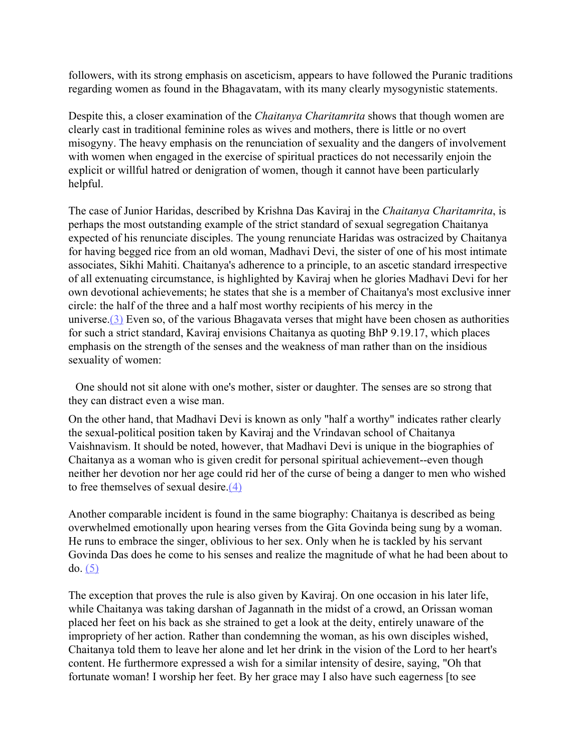followers, with its strong emphasis on asceticism, appears to have followed the Puranic traditions regarding women as found in the Bhagavatam, with its many clearly mysogynistic statements.

Despite this, a closer examination of the *Chaitanya Charitamrita* shows that though women are clearly cast in traditional feminine roles as wives and mothers, there is little or no overt misogyny. The heavy emphasis on the renunciation of sexuality and the dangers of involvement with women when engaged in the exercise of spiritual practices do not necessarily enjoin the explicit or willful hatred or denigration of women, though it cannot have been particularly helpful.

The case of Junior Haridas, described by Krishna Das Kaviraj in the *Chaitanya Charitamrita*, is perhaps the most outstanding example of the strict standard of sexual segregation Chaitanya expected of his renunciate disciples. The young renunciate Haridas was ostracized by Chaitanya for having begged rice from an old woman, Madhavi Devi, the sister of one of his most intimate associates, Sikhi Mahiti. Chaitanya's adherence to a principle, to an ascetic standard irrespective of all extenuating circumstance, is highlighted by Kaviraj when he glories Madhavi Devi for her own devotional achievements; he states that she is a member of Chaitanya's most exclusive inner circle: the half of the three and a half most worthy recipients of his mercy in the universe.(3) Even so, of the various Bhagavata verses that might have been chosen as authorities for such a strict standard, Kaviraj envisions Chaitanya as quoting BhP 9.19.17, which places emphasis on the strength of the senses and the weakness of man rather than on the insidious sexuality of women:

> One should not sit alone with one's mother, sister or daughter. The senses are so strong that they can distract even a wise man.

On the other hand, that Madhavi Devi is known as only "half a worthy" indicates rather clearly the sexual-political position taken by Kaviraj and the Vrindavan school of Chaitanya Vaishnavism. It should be noted, however, that Madhavi Devi is unique in the biographies of Chaitanya as a woman who is given credit for personal spiritual achievement--even though neither her devotion nor her age could rid her of the curse of being a danger to men who wished to free themselves of sexual desire.(4)

Another comparable incident is found in the same biography: Chaitanya is described as being overwhelmed emotionally upon hearing verses from the Gita Govinda being sung by a woman. He runs to embrace the singer, oblivious to her sex. Only when he is tackled by his servant Govinda Das does he come to his senses and realize the magnitude of what he had been about to do. (5)

The exception that proves the rule is also given by Kaviraj. On one occasion in his later life, while Chaitanya was taking darshan of Jagannath in the midst of a crowd, an Orissan woman placed her feet on his back as she strained to get a look at the deity, entirely unaware of the impropriety of her action. Rather than condemning the woman, as his own disciples wished, Chaitanya told them to leave her alone and let her drink in the vision of the Lord to her heart's content. He furthermore expressed a wish for a similar intensity of desire, saying, "Oh that fortunate woman! I worship her feet. By her grace may I also have such eagerness [to see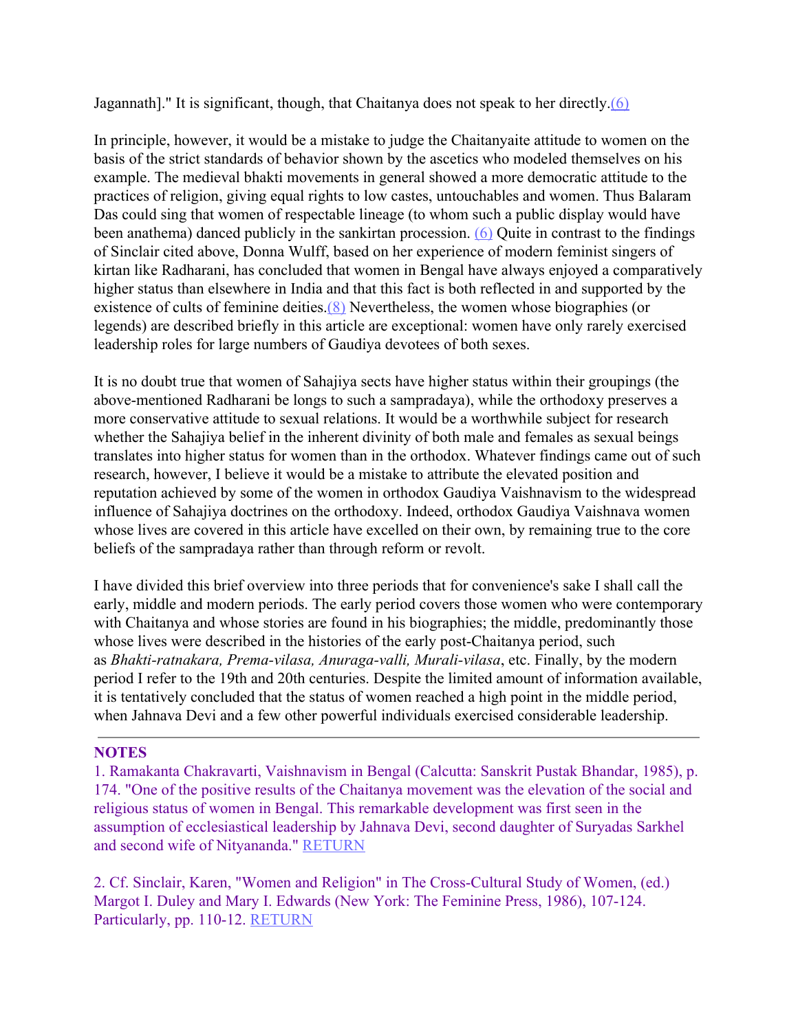Jagannath]." It is significant, though, that Chaitanya does not speak to her directly.(6)

In principle, however, it would be a mistake to judge the Chaitanyaite attitude to women on the basis of the strict standards of behavior shown by the ascetics who modeled themselves on his example. The medieval bhakti movements in general showed a more democratic attitude to the practices of religion, giving equal rights to low castes, untouchables and women. Thus Balaram Das could sing that women of respectable lineage (to whom such a public display would have been anathema) danced publicly in the sankirtan procession. (6) Quite in contrast to the findings of Sinclair cited above, Donna Wulff, based on her experience of modern feminist singers of kirtan like Radharani, has concluded that women in Bengal have always enjoyed a comparatively higher status than elsewhere in India and that this fact is both reflected in and supported by the existence of cults of feminine deities.(8) Nevertheless, the women whose biographies (or legends) are described briefly in this article are exceptional: women have only rarely exercised leadership roles for large numbers of Gaudiya devotees of both sexes.

It is no doubt true that women of Sahajiya sects have higher status within their groupings (the above-mentioned Radharani be longs to such a sampradaya), while the orthodoxy preserves a more conservative attitude to sexual relations. It would be a worthwhile subject for research whether the Sahajiya belief in the inherent divinity of both male and females as sexual beings translates into higher status for women than in the orthodox. Whatever findings came out of such research, however, I believe it would be a mistake to attribute the elevated position and reputation achieved by some of the women in orthodox Gaudiya Vaishnavism to the widespread influence of Sahajiya doctrines on the orthodoxy. Indeed, orthodox Gaudiya Vaishnava women whose lives are covered in this article have excelled on their own, by remaining true to the core beliefs of the sampradaya rather than through reform or revolt.

I have divided this brief overview into three periods that for convenience's sake I shall call the early, middle and modern periods. The early period covers those women who were contemporary with Chaitanya and whose stories are found in his biographies; the middle, predominantly those whose lives were described in the histories of the early post-Chaitanya period, such as *Bhakti-ratnakara, Prema-vilasa, Anuraga-valli, Murali-vilasa*, etc. Finally, by the modern period I refer to the 19th and 20th centuries. Despite the limited amount of information available, it is tentatively concluded that the status of women reached a high point in the middle period, when Jahnava Devi and a few other powerful individuals exercised considerable leadership.

---

**NOTES**

1. Ramakanta Chakravarti, Vaishnavism in Bengal (Calcutta: Sanskrit Pustak Bhandar, 1985), p. 174. "One of the positive results of the Chaitanya movement was the elevation of the social and religious status of women in Bengal. This remarkable development was first seen in the assumption of ecclesiastical leadership by Jahnava Devi, second daughter of Suryadas Sarkhel and second wife of Nityananda." RETURN

2. Cf. Sinclair, Karen, "Women and Religion" in The Cross-Cultural Study of Women, (ed.) Margot I. Duley and Mary I. Edwards (New York: The Feminine Press, 1986), 107-124. Particularly, pp. 110-12. RETURN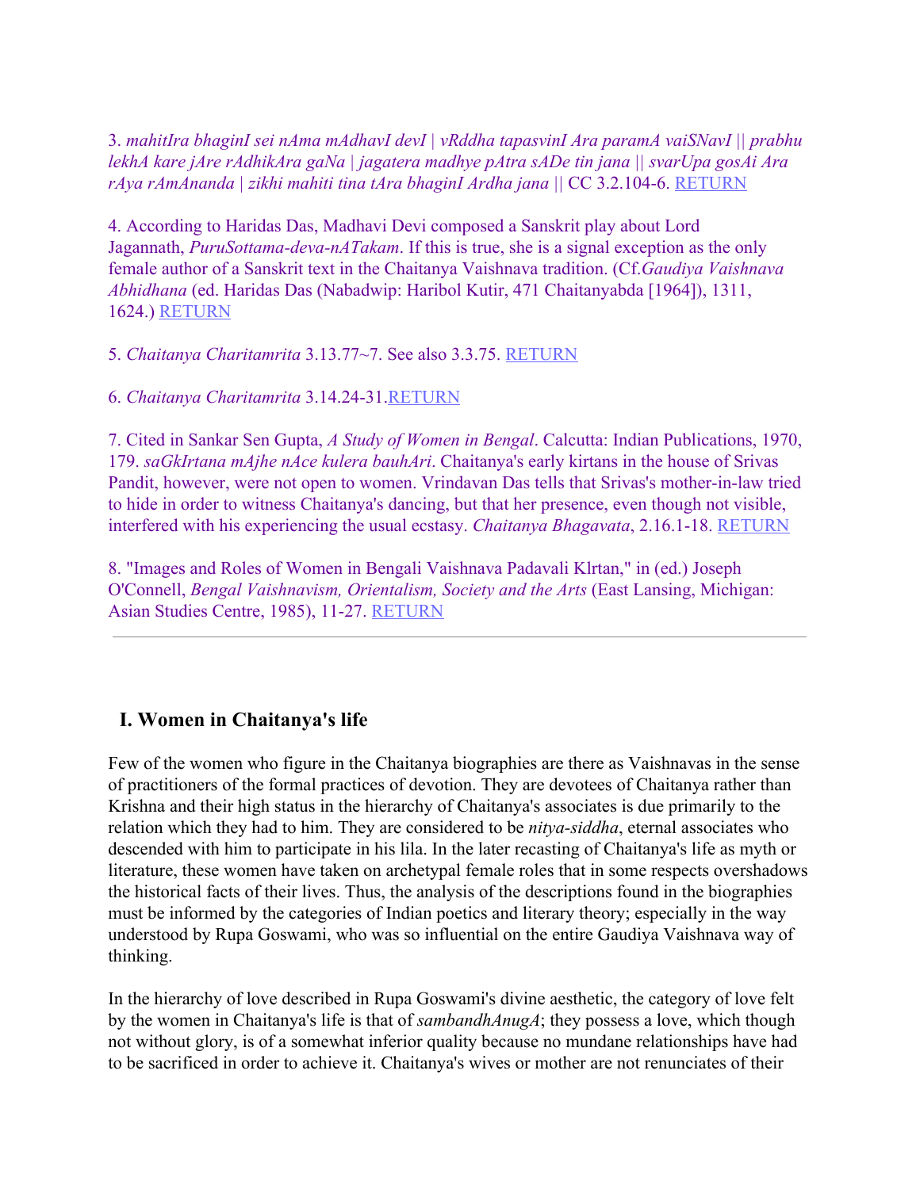3. *mahitIra bhaginI sei nAma mAdhavI devI | vRddha tapasvinI Ara paramA vaiSNavI || prabhu lekhA kare jAre rAdhikAra gaNa | jagatera madhye pAtra sADe tin jana || svarUpa gosAi Ara rAya rAmAnanda | zikhi mahiti tina tAra bhaginI Ardha jana ||* CC 3.2.104-6. RETURN

4. According to Haridas Das, Madhavi Devi composed a Sanskrit play about Lord Jagannath, *PuruSottama-deva-nATakam*. If this is true, she is a signal exception as the only female author of a Sanskrit text in the Chaitanya Vaishnava tradition. (Cf.*Gaudiya Vaishnava Abhidhana* (ed. Haridas Das (Nabadwip: Haribol Kutir, 471 Chaitanyabda [1964]), 1311, 1624.) RETURN

5. *Chaitanya Charitamrita* 3.13.77~7. See also 3.3.75. RETURN

6. *Chaitanya Charitamrita* 3.14.24-31.RETURN

7. Cited in Sankar Sen Gupta, *A Study of Women in Bengal*. Calcutta: Indian Publications, 1970, 179. *saGkIrtana mAjhe nAce kulera bauhAri*. Chaitanya's early kirtans in the house of Srivas Pandit, however, were not open to women. Vrindavan Das tells that Srivas's mother-in-law tried to hide in order to witness Chaitanya's dancing, but that her presence, even though not visible, interfered with his experiencing the usual ecstasy. *Chaitanya Bhagavata*, 2.16.1-18. RETURN

8. "Images and Roles of Women in Bengali Vaishnava Padavali Klrtan," in (ed.) Joseph O'Connell, *Bengal Vaishnavism, Orientalism, Society and the Arts* (East Lansing, Michigan: Asian Studies Centre, 1985), 11-27. RETURN

---

## I. Women in Chaitanya's life

Few of the women who figure in the Chaitanya biographies are there as Vaishnavas in the sense of practitioners of the formal practices of devotion. They are devotees of Chaitanya rather than Krishna and their high status in the hierarchy of Chaitanya's associates is due primarily to the relation which they had to him. They are considered to be *nitya-siddha*, eternal associates who descended with him to participate in his lila. In the later recasting of Chaitanya's life as myth or literature, these women have taken on archetypal female roles that in some respects overshadows the historical facts of their lives. Thus, the analysis of the descriptions found in the biographies must be informed by the categories of Indian poetics and literary theory; especially in the way understood by Rupa Goswami, who was so influential on the entire Gaudiya Vaishnava way of thinking.

In the hierarchy of love described in Rupa Goswami's divine aesthetic, the category of love felt by the women in Chaitanya's life is that of *sambandhAnugA*; they possess a love, which though not without glory, is of a somewhat inferior quality because no mundane relationships have had to be sacrificed in order to achieve it. Chaitanya's wives or mother are not renunciates of their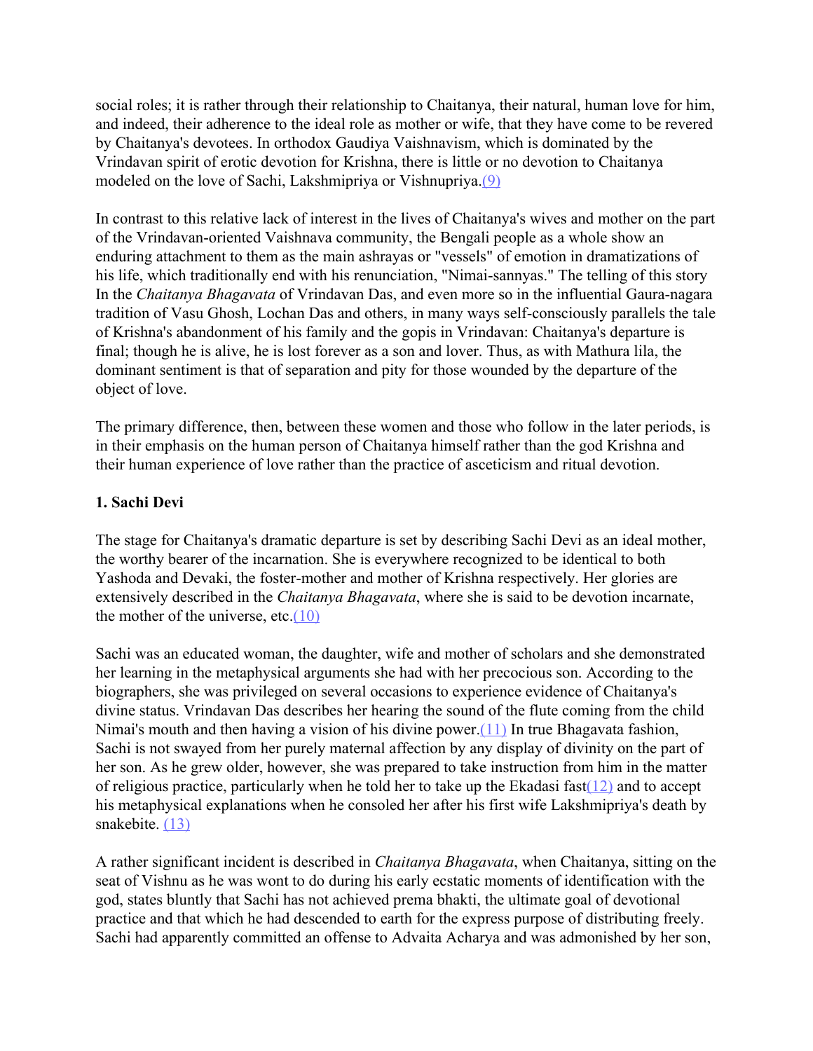social roles; it is rather through their relationship to Chaitanya, their natural, human love for him, and indeed, their adherence to the ideal role as mother or wife, that they have come to be revered by Chaitanya's devotees. In orthodox Gaudiya Vaishnavism, which is dominated by the Vrindavan spirit of erotic devotion for Krishna, there is little or no devotion to Chaitanya modeled on the love of Sachi, Lakshmipriya or Vishnupriya.(9)

In contrast to this relative lack of interest in the lives of Chaitanya's wives and mother on the part of the Vrindavan-oriented Vaishnava community, the Bengali people as a whole show an enduring attachment to them as the main ashrayas or "vessels" of emotion in dramatizations of his life, which traditionally end with his renunciation, "Nimai-sannyas." The telling of this story In the *Chaitanya Bhagavata* of Vrindavan Das, and even more so in the influential Gaura-nagara tradition of Vasu Ghosh, Lochan Das and others, in many ways self-consciously parallels the tale of Krishna's abandonment of his family and the gopis in Vrindavan: Chaitanya's departure is final; though he is alive, he is lost forever as a son and lover. Thus, as with Mathura lila, the dominant sentiment is that of separation and pity for those wounded by the departure of the object of love.

The primary difference, then, between these women and those who follow in the later periods, is in their emphasis on the human person of Chaitanya himself rather than the god Krishna and their human experience of love rather than the practice of asceticism and ritual devotion.

**1. Sachi Devi**

The stage for Chaitanya's dramatic departure is set by describing Sachi Devi as an ideal mother, the worthy bearer of the incarnation. She is everywhere recognized to be identical to both Yashoda and Devaki, the foster-mother and mother of Krishna respectively. Her glories are extensively described in the *Chaitanya Bhagavata*, where she is said to be devotion incarnate, the mother of the universe, etc.(10)

Sachi was an educated woman, the daughter, wife and mother of scholars and she demonstrated her learning in the metaphysical arguments she had with her precocious son. According to the biographers, she was privileged on several occasions to experience evidence of Chaitanya's divine status. Vrindavan Das describes her hearing the sound of the flute coming from the child Nimai's mouth and then having a vision of his divine power.(11) In true Bhagavata fashion, Sachi is not swayed from her purely maternal affection by any display of divinity on the part of her son. As he grew older, however, she was prepared to take instruction from him in the matter of religious practice, particularly when he told her to take up the Ekadasi fast(12) and to accept his metaphysical explanations when he consoled her after his first wife Lakshmipriya's death by snakebite. (13)

A rather significant incident is described in *Chaitanya Bhagavata*, when Chaitanya, sitting on the seat of Vishnu as he was wont to do during his early ecstatic moments of identification with the god, states bluntly that Sachi has not achieved prema bhakti, the ultimate goal of devotional practice and that which he had descended to earth for the express purpose of distributing freely. Sachi had apparently committed an offense to Advaita Acharya and was admonished by her son,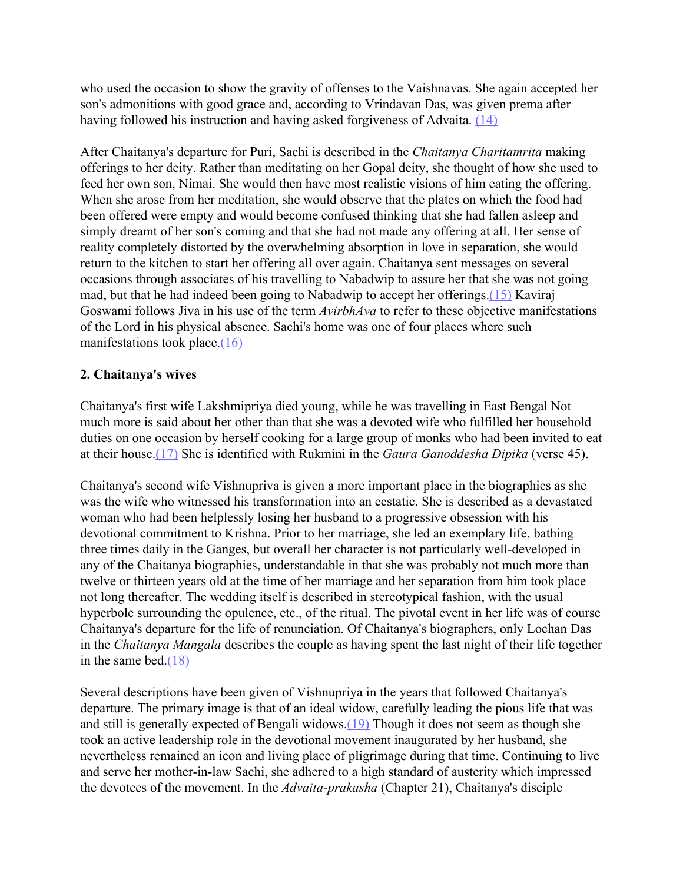who used the occasion to show the gravity of offenses to the Vaishnavas. She again accepted her son's admonitions with good grace and, according to Vrindavan Das, was given prema after having followed his instruction and having asked forgiveness of Advaita. (14)

After Chaitanya's departure for Puri, Sachi is described in the *Chaitanya Charitamrita* making offerings to her deity. Rather than meditating on her Gopal deity, she thought of how she used to feed her own son, Nimai. She would then have most realistic visions of him eating the offering. When she arose from her meditation, she would observe that the plates on which the food had been offered were empty and would become confused thinking that she had fallen asleep and simply dreamt of her son's coming and that she had not made any offering at all. Her sense of reality completely distorted by the overwhelming absorption in love in separation, she would return to the kitchen to start her offering all over again. Chaitanya sent messages on several occasions through associates of his travelling to Nabadwip to assure her that she was not going mad, but that he had indeed been going to Nabadwip to accept her offerings.(15) Kaviraj Goswami follows Jiva in his use of the term *AvirbhAva* to refer to these objective manifestations of the Lord in his physical absence. Sachi's home was one of four places where such manifestations took place.(16)

**2. Chaitanya's wives**

Chaitanya's first wife Lakshmipriya died young, while he was travelling in East Bengal Not much more is said about her other than that she was a devoted wife who fulfilled her household duties on one occasion by herself cooking for a large group of monks who had been invited to eat at their house.(17) She is identified with Rukmini in the *Gaura Ganoddesha Dipika* (verse 45).

Chaitanya's second wife Vishnupriya is given a more important place in the biographies as she was the wife who witnessed his transformation into an ecstatic. She is described as a devastated woman who had been helplessly losing her husband to a progressive obsession with his devotional commitment to Krishna. Prior to her marriage, she led an exemplary life, bathing three times daily in the Ganges, but overall her character is not particularly well-developed in any of the Chaitanya biographies, understandable in that she was probably not much more than twelve or thirteen years old at the time of her marriage and her separation from him took place not long thereafter. The wedding itself is described in stereotypical fashion, with the usual hyperbole surrounding the opulence, etc., of the ritual. The pivotal event in her life was of course Chaitanya's departure for the life of renunciation. Of Chaitanya's biographers, only Lochan Das in the *Chaitanya Mangala* describes the couple as having spent the last night of their life together in the same bed.(18)

Several descriptions have been given of Vishnupriya in the years that followed Chaitanya's departure. The primary image is that of an ideal widow, carefully leading the pious life that was and still is generally expected of Bengali widows.(19) Though it does not seem as though she took an active leadership role in the devotional movement inaugurated by her husband, she nevertheless remained an icon and living place of pligrimage during that time. Continuing to live and serve her mother-in-law Sachi, she adhered to a high standard of austerity which impressed the devotees of the movement. In the *Advaita-prakasha* (Chapter 21), Chaitanya's disciple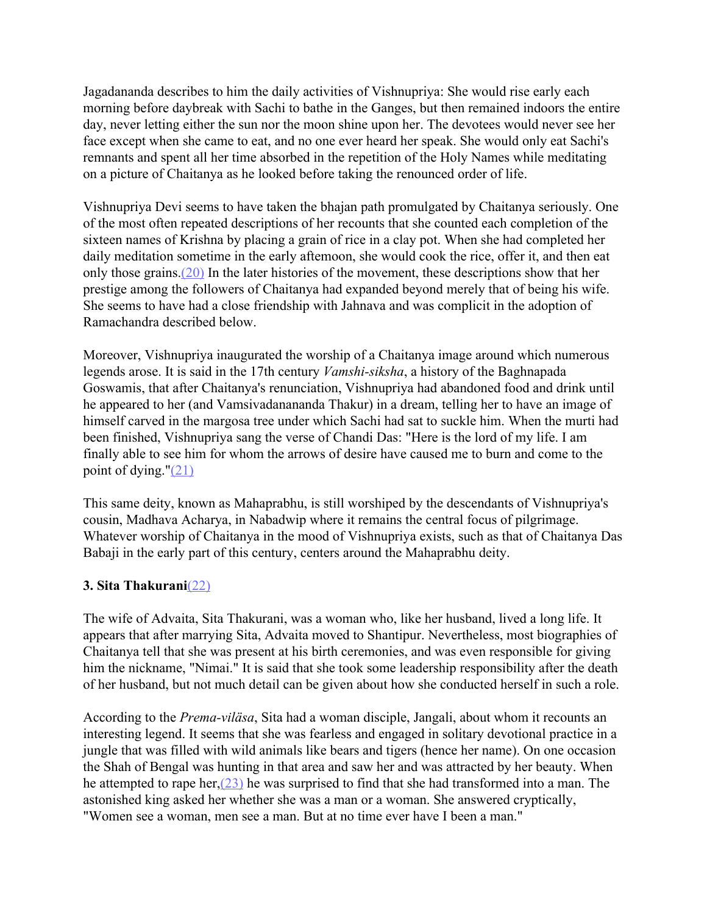Jagadananda describes to him the daily activities of Vishnupriya: She would rise early each morning before daybreak with Sachi to bathe in the Ganges, but then remained indoors the entire day, never letting either the sun nor the moon shine upon her. The devotees would never see her face except when she came to eat, and no one ever heard her speak. She would only eat Sachi's remnants and spent all her time absorbed in the repetition of the Holy Names while meditating on a picture of Chaitanya as he looked before taking the renounced order of life.

Vishnupriya Devi seems to have taken the bhajan path promulgated by Chaitanya seriously. One of the most often repeated descriptions of her recounts that she counted each completion of the sixteen names of Krishna by placing a grain of rice in a clay pot. When she had completed her daily meditation sometime in the early aftemoon, she would cook the rice, offer it, and then eat only those grains.[(20)] In the later histories of the movement, these descriptions show that her prestige among the followers of Chaitanya had expanded beyond merely that of being his wife. She seems to have had a close friendship with Jahnava and was complicit in the adoption of Ramachandra described below.

Moreover, Vishnupriya inaugurated the worship of a Chaitanya image around which numerous legends arose. It is said in the 17th century *Vamshi-siksha*, a history of the Baghnapada Goswamis, that after Chaitanya's renunciation, Vishnupriya had abandoned food and drink until he appeared to her (and Vamsivadanananda Thakur) in a dream, telling her to have an image of himself carved in the margosa tree under which Sachi had sat to suckle him. When the murti had been finished, Vishnupriya sang the verse of Chandi Das: "Here is the lord of my life. I am finally able to see him for whom the arrows of desire have caused me to burn and come to the point of dying."[(21)]

This same deity, known as Mahaprabhu, is still worshiped by the descendants of Vishnupriya's cousin, Madhava Acharya, in Nabadwip where it remains the central focus of pilgrimage. Whatever worship of Chaitanya in the mood of Vishnupriya exists, such as that of Chaitanya Das Babaji in the early part of this century, centers around the Mahaprabhu deity.

### 3. Sita Thakurani[(22)]

The wife of Advaita, Sita Thakurani, was a woman who, like her husband, lived a long life. It appears that after marrying Sita, Advaita moved to Shantipur. Nevertheless, most biographies of Chaitanya tell that she was present at his birth ceremonies, and was even responsible for giving him the nickname, "Nimai." It is said that she took some leadership responsibility after the death of her husband, but not much detail can be given about how she conducted herself in such a role.

According to the *Prema-viläsa*, Sita had a woman disciple, Jangali, about whom it recounts an interesting legend. It seems that she was fearless and engaged in solitary devotional practice in a jungle that was filled with wild animals like bears and tigers (hence her name). On one occasion the Shah of Bengal was hunting in that area and saw her and was attracted by her beauty. When he attempted to rape her,[(23)] he was surprised to find that she had transformed into a man. The astonished king asked her whether she was a man or a woman. She answered cryptically, "Women see a woman, men see a man. But at no time ever have I been a man."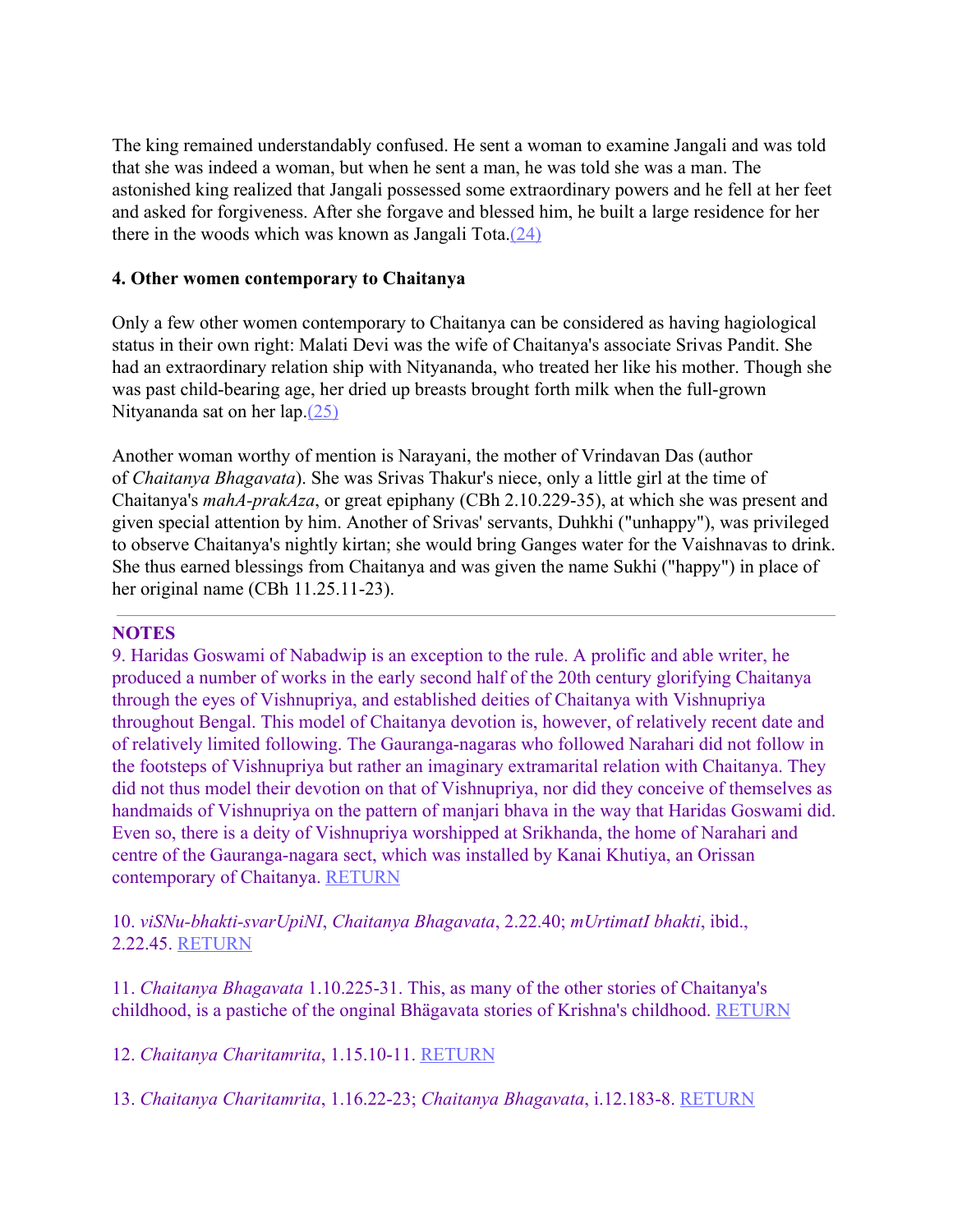The king remained understandably confused. He sent a woman to examine Jangali and was told that she was indeed a woman, but when he sent a man, he was told she was a man. The astonished king realized that Jangali possessed some extraordinary powers and he fell at her feet and asked for forgiveness. After she forgave and blessed him, he built a large residence for her there in the woods which was known as Jangali Tota.(24)

**4. Other women contemporary to Chaitanya**

Only a few other women contemporary to Chaitanya can be considered as having hagiological status in their own right: Malati Devi was the wife of Chaitanya's associate Srivas Pandit. She had an extraordinary relation ship with Nityananda, who treated her like his mother. Though she was past child-bearing age, her dried up breasts brought forth milk when the full-grown Nityananda sat on her lap.(25)

Another woman worthy of mention is Narayani, the mother of Vrindavan Das (author of *Chaitanya Bhagavata*). She was Srivas Thakur's niece, only a little girl at the time of Chaitanya's *mahA-prakAza*, or great epiphany (CBh 2.10.229-35), at which she was present and given special attention by him. Another of Srivas' servants, Duhkhi ("unhappy"), was privileged to observe Chaitanya's nightly kirtan; she would bring Ganges water for the Vaishnavas to drink. She thus earned blessings from Chaitanya and was given the name Sukhi ("happy") in place of her original name (CBh 11.25.11-23).

---

**NOTES**

9. Haridas Goswami of Nabadwip is an exception to the rule. A prolific and able writer, he produced a number of works in the early second half of the 20th century glorifying Chaitanya through the eyes of Vishnupriya, and established deities of Chaitanya with Vishnupriya throughout Bengal. This model of Chaitanya devotion is, however, of relatively recent date and of relatively limited following. The Gauranga-nagaras who followed Narahari did not follow in the footsteps of Vishnupriya but rather an imaginary extramarital relation with Chaitanya. They did not thus model their devotion on that of Vishnupriya, nor did they conceive of themselves as handmaids of Vishnupriya on the pattern of manjari bhava in the way that Haridas Goswami did. Even so, there is a deity of Vishnupriya worshipped at Srikhanda, the home of Narahari and centre of the Gauranga-nagara sect, which was installed by Kanai Khutiya, an Orissan contemporary of Chaitanya. RETURN

10. *viSNu-bhakti-svarUpiNI*, *Chaitanya Bhagavata*, 2.22.40; *mUrtimatI bhakti*, ibid., 2.22.45. RETURN

11. *Chaitanya Bhagavata* 1.10.225-31. This, as many of the other stories of Chaitanya's childhood, is a pastiche of the onginal Bhägavata stories of Krishna's childhood. RETURN

12. *Chaitanya Charitamrita*, 1.15.10-11. RETURN

13. *Chaitanya Charitamrita*, 1.16.22-23; *Chaitanya Bhagavata*, i.12.183-8. RETURN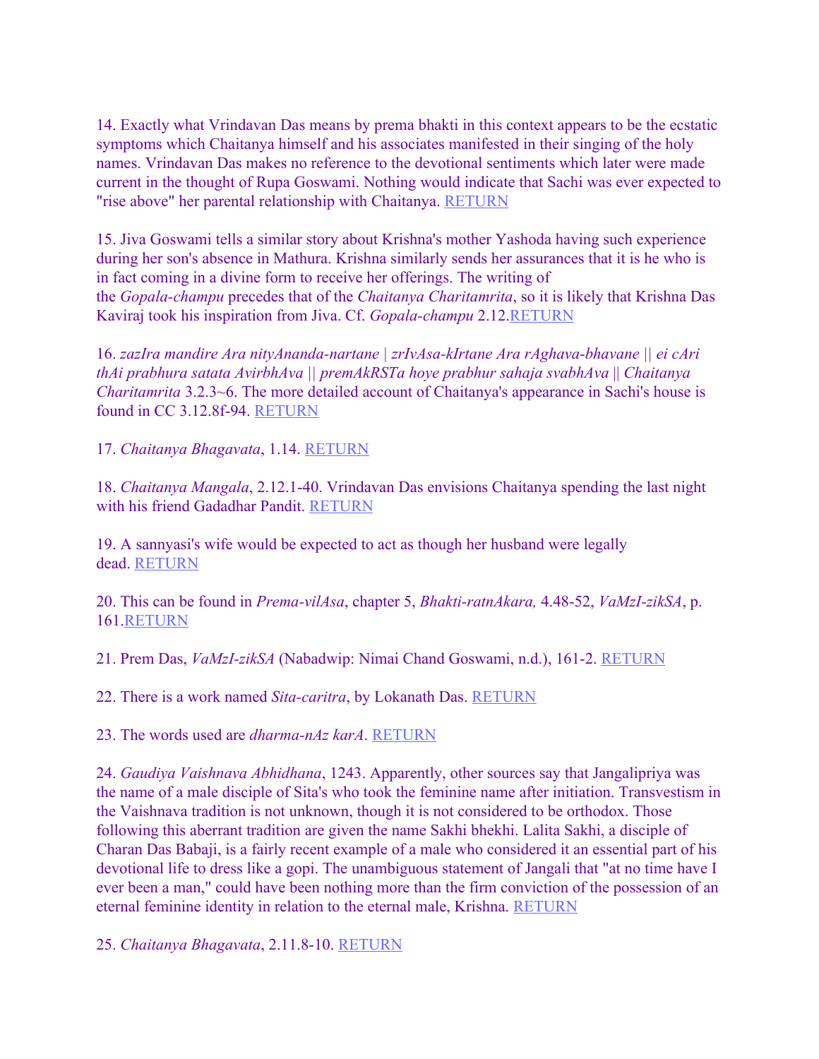14. Exactly what Vrindavan Das means by prema bhakti in this context appears to be the ecstatic symptoms which Chaitanya himself and his associates manifested in their singing of the holy names. Vrindavan Das makes no reference to the devotional sentiments which later were made current in the thought of Rupa Goswami. Nothing would indicate that Sachi was ever expected to "rise above" her parental relationship with Chaitanya. RETURN

15. Jiva Goswami tells a similar story about Krishna's mother Yashoda having such experience during her son's absence in Mathura. Krishna similarly sends her assurances that it is he who is in fact coming in a divine form to receive her offerings. The writing of the *Gopala-champu* precedes that of the *Chaitanya Charitamrita*, so it is likely that Krishna Das Kaviraj took his inspiration from Jiva. Cf. *Gopala-champu* 2.12.RETURN

16. *zazIra mandire Ara nityAnanda-nartane | zrIvAsa-kIrtane Ara rAghava-bhavane || ei cAri thAi prabhura satata AvirbhAva || premAkRSTa hoye prabhur sahaja svabhAva || Chaitanya Charitamrita* 3.2.3~6. The more detailed account of Chaitanya's appearance in Sachi's house is found in CC 3.12.8f-94. RETURN

17. *Chaitanya Bhagavata*, 1.14. RETURN

18. *Chaitanya Mangala*, 2.12.1-40. Vrindavan Das envisions Chaitanya spending the last night with his friend Gadadhar Pandit. RETURN

19. A sannyasi's wife would be expected to act as though her husband were legally dead. RETURN

20. This can be found in *Prema-vilAsa*, chapter 5, *Bhakti-ratnAkara,* 4.48-52, *VaMzI-zikSA*, p. 161.RETURN

21. Prem Das, *VaMzI-zikSA* (Nabadwip: Nimai Chand Goswami, n.d.), 161-2. RETURN

22. There is a work named *Sita-caritra*, by Lokanath Das. RETURN

23. The words used are *dharma-nAz karA*. RETURN

24. *Gaudiya Vaishnava Abhidhana*, 1243. Apparently, other sources say that Jangalipriya was the name of a male disciple of Sita's who took the feminine name after initiation. Transvestism in the Vaishnava tradition is not unknown, though it is not considered to be orthodox. Those following this aberrant tradition are given the name Sakhi bhekhi. Lalita Sakhi, a disciple of Charan Das Babaji, is a fairly recent example of a male who considered it an essential part of his devotional life to dress like a gopi. The unambiguous statement of Jangali that "at no time have I ever been a man," could have been nothing more than the firm conviction of the possession of an eternal feminine identity in relation to the eternal male, Krishna. RETURN

25. *Chaitanya Bhagavata*, 2.11.8-10. RETURN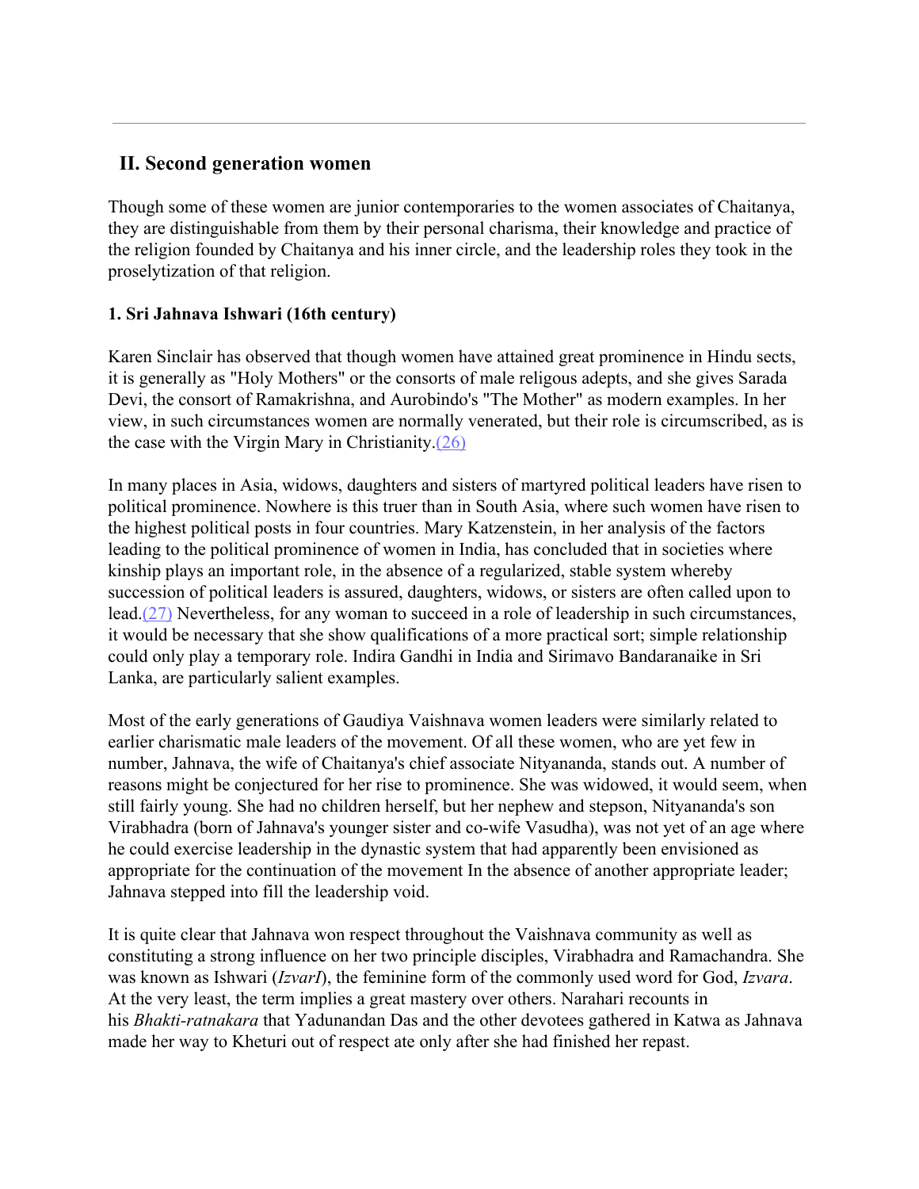## II. Second generation women

Though some of these women are junior contemporaries to the women associates of Chaitanya, they are distinguishable from them by their personal charisma, their knowledge and practice of the religion founded by Chaitanya and his inner circle, and the leadership roles they took in the proselytization of that religion.

### 1. Sri Jahnava Ishwari (16th century)

Karen Sinclair has observed that though women have attained great prominence in Hindu sects, it is generally as "Holy Mothers" or the consorts of male religous adepts, and she gives Sarada Devi, the consort of Ramakrishna, and Aurobindo's "The Mother" as modern examples. In her view, in such circumstances women are normally venerated, but their role is circumscribed, as is the case with the Virgin Mary in Christianity.(26)

In many places in Asia, widows, daughters and sisters of martyred political leaders have risen to political prominence. Nowhere is this truer than in South Asia, where such women have risen to the highest political posts in four countries. Mary Katzenstein, in her analysis of the factors leading to the political prominence of women in India, has concluded that in societies where kinship plays an important role, in the absence of a regularized, stable system whereby succession of political leaders is assured, daughters, widows, or sisters are often called upon to lead.(27) Nevertheless, for any woman to succeed in a role of leadership in such circumstances, it would be necessary that she show qualifications of a more practical sort; simple relationship could only play a temporary role. Indira Gandhi in India and Sirimavo Bandaranaike in Sri Lanka, are particularly salient examples.

Most of the early generations of Gaudiya Vaishnava women leaders were similarly related to earlier charismatic male leaders of the movement. Of all these women, who are yet few in number, Jahnava, the wife of Chaitanya's chief associate Nityananda, stands out. A number of reasons might be conjectured for her rise to prominence. She was widowed, it would seem, when still fairly young. She had no children herself, but her nephew and stepson, Nityananda's son Virabhadra (born of Jahnava's younger sister and co-wife Vasudha), was not yet of an age where he could exercise leadership in the dynastic system that had apparently been envisioned as appropriate for the continuation of the movement In the absence of another appropriate leader; Jahnava stepped into fill the leadership void.

It is quite clear that Jahnava won respect throughout the Vaishnava community as well as constituting a strong influence on her two principle disciples, Virabhadra and Ramachandra. She was known as Ishwari (*IzvarI*), the feminine form of the commonly used word for God, *Izvara*. At the very least, the term implies a great mastery over others. Narahari recounts in his *Bhakti-ratnakara* that Yadunandan Das and the other devotees gathered in Katwa as Jahnava made her way to Kheturi out of respect ate only after she had finished her repast.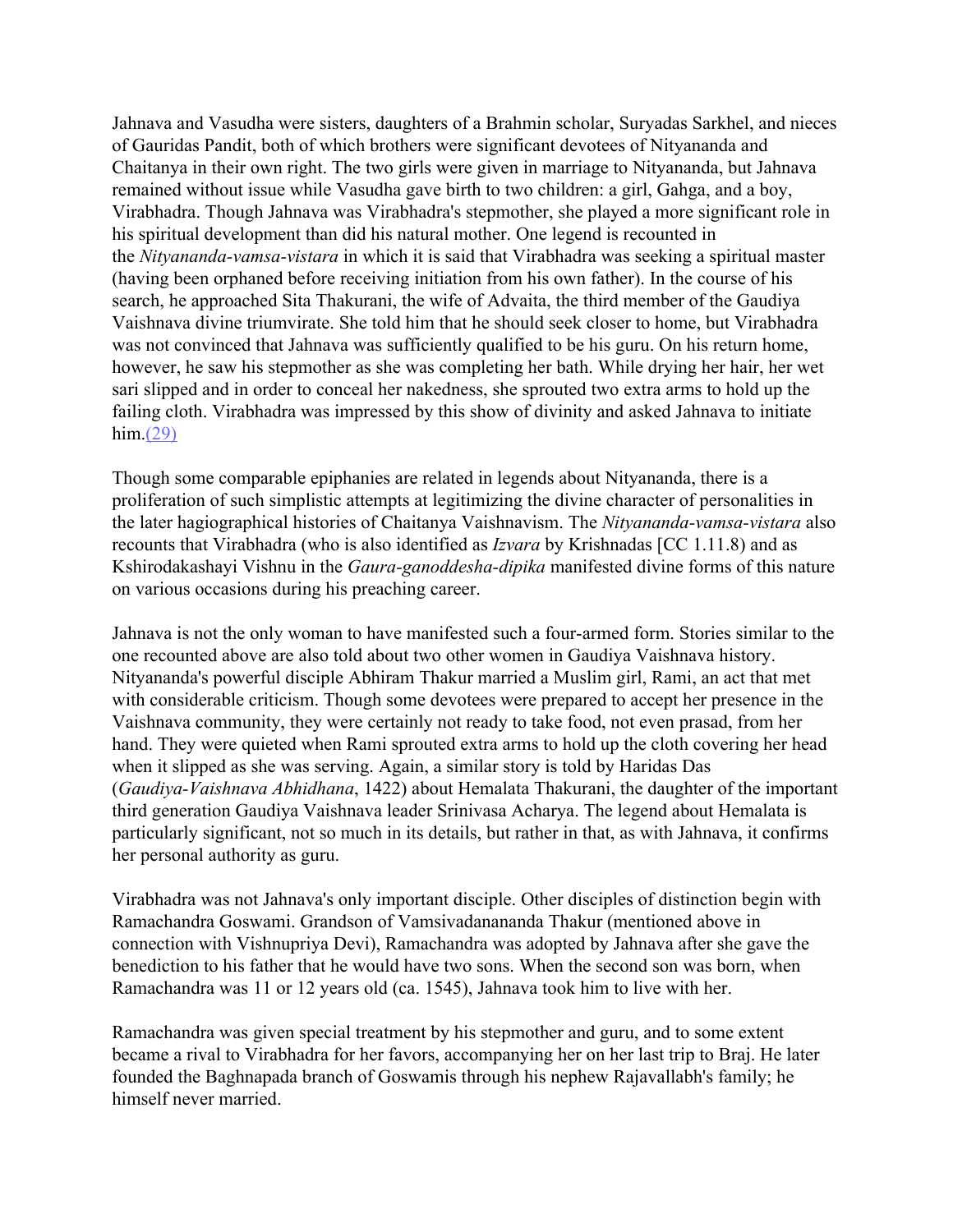Jahnava and Vasudha were sisters, daughters of a Brahmin scholar, Suryadas Sarkhel, and nieces of Gauridas Pandit, both of which brothers were significant devotees of Nityananda and Chaitanya in their own right. The two girls were given in marriage to Nityananda, but Jahnava remained without issue while Vasudha gave birth to two children: a girl, Gahga, and a boy, Virabhadra. Though Jahnava was Virabhadra's stepmother, she played a more significant role in his spiritual development than did his natural mother. One legend is recounted in the *Nityananda-vamsa-vistara* in which it is said that Virabhadra was seeking a spiritual master (having been orphaned before receiving initiation from his own father). In the course of his search, he approached Sita Thakurani, the wife of Advaita, the third member of the Gaudiya Vaishnava divine triumvirate. She told him that he should seek closer to home, but Virabhadra was not convinced that Jahnava was sufficiently qualified to be his guru. On his return home, however, he saw his stepmother as she was completing her bath. While drying her hair, her wet sari slipped and in order to conceal her nakedness, she sprouted two extra arms to hold up the failing cloth. Virabhadra was impressed by this show of divinity and asked Jahnava to initiate him.(29)

Though some comparable epiphanies are related in legends about Nityananda, there is a proliferation of such simplistic attempts at legitimizing the divine character of personalities in the later hagiographical histories of Chaitanya Vaishnavism. The *Nityananda-vamsa-vistara* also recounts that Virabhadra (who is also identified as *Izvara* by Krishnadas [CC 1.11.8) and as Kshirodakashayi Vishnu in the *Gaura-ganoddesha-dipika* manifested divine forms of this nature on various occasions during his preaching career.

Jahnava is not the only woman to have manifested such a four-armed form. Stories similar to the one recounted above are also told about two other women in Gaudiya Vaishnava history. Nityananda's powerful disciple Abhiram Thakur married a Muslim girl, Rami, an act that met with considerable criticism. Though some devotees were prepared to accept her presence in the Vaishnava community, they were certainly not ready to take food, not even prasad, from her hand. They were quieted when Rami sprouted extra arms to hold up the cloth covering her head when it slipped as she was serving. Again, a similar story is told by Haridas Das (*Gaudiya-Vaishnava Abhidhana*, 1422) about Hemalata Thakurani, the daughter of the important third generation Gaudiya Vaishnava leader Srinivasa Acharya. The legend about Hemalata is particularly significant, not so much in its details, but rather in that, as with Jahnava, it confirms her personal authority as guru.

Virabhadra was not Jahnava's only important disciple. Other disciples of distinction begin with Ramachandra Goswami. Grandson of Vamsivadanananda Thakur (mentioned above in connection with Vishnupriya Devi), Ramachandra was adopted by Jahnava after she gave the benediction to his father that he would have two sons. When the second son was born, when Ramachandra was 11 or 12 years old (ca. 1545), Jahnava took him to live with her.

Ramachandra was given special treatment by his stepmother and guru, and to some extent became a rival to Virabhadra for her favors, accompanying her on her last trip to Braj. He later founded the Baghnapada branch of Goswamis through his nephew Rajavallabh's family; he himself never married.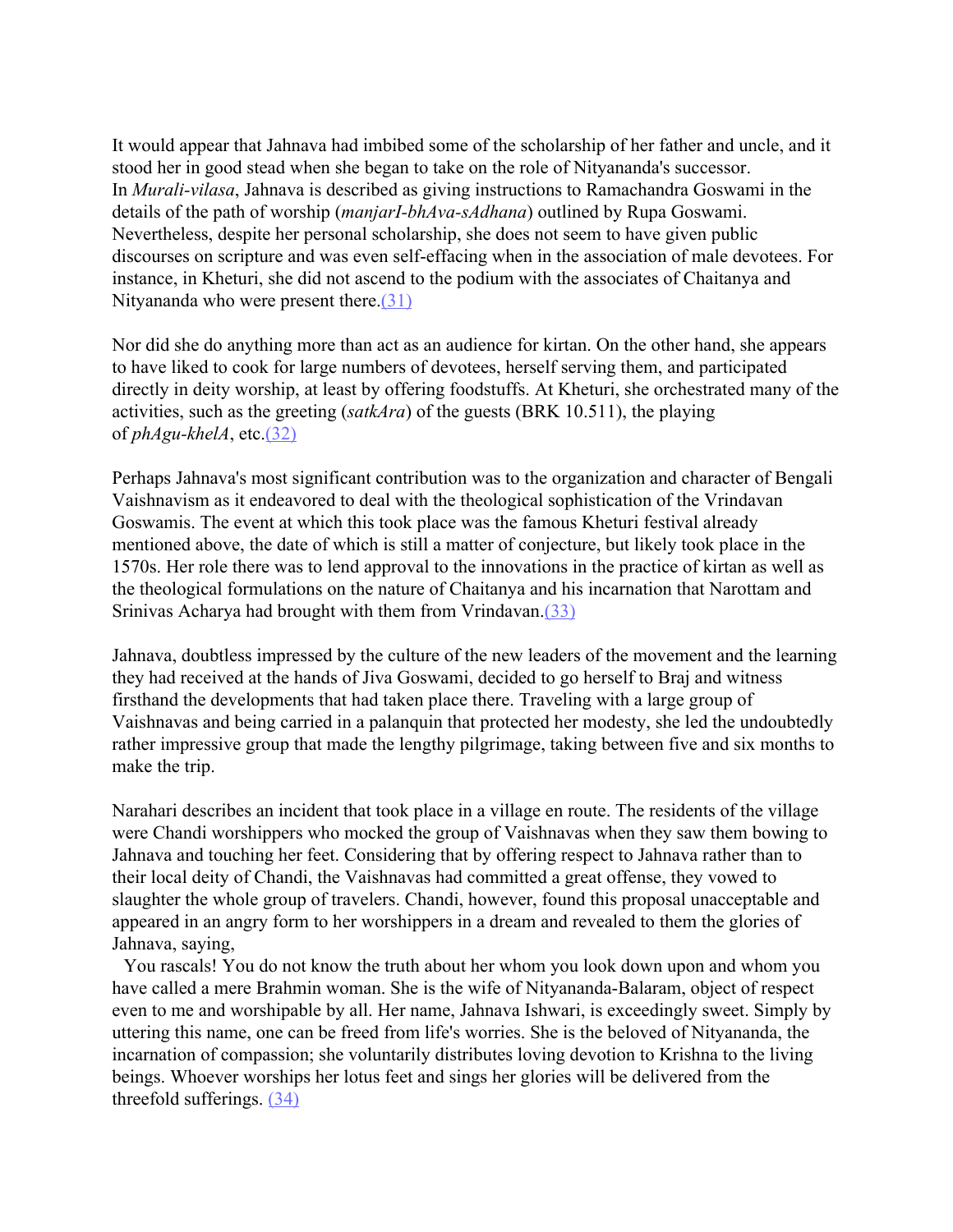It would appear that Jahnava had imbibed some of the scholarship of her father and uncle, and it stood her in good stead when she began to take on the role of Nityananda's successor. In *Murali-vilasa*, Jahnava is described as giving instructions to Ramachandra Goswami in the details of the path of worship (*manjarI-bhAva-sAdhana*) outlined by Rupa Goswami. Nevertheless, despite her personal scholarship, she does not seem to have given public discourses on scripture and was even self-effacing when in the association of male devotees. For instance, in Kheturi, she did not ascend to the podium with the associates of Chaitanya and Nityananda who were present there.(31)

Nor did she do anything more than act as an audience for kirtan. On the other hand, she appears to have liked to cook for large numbers of devotees, herself serving them, and participated directly in deity worship, at least by offering foodstuffs. At Kheturi, she orchestrated many of the activities, such as the greeting (*satkAra*) of the guests (BRK 10.511), the playing of *phAgu-khelA*, etc.(32)

Perhaps Jahnava's most significant contribution was to the organization and character of Bengali Vaishnavism as it endeavored to deal with the theological sophistication of the Vrindavan Goswamis. The event at which this took place was the famous Kheturi festival already mentioned above, the date of which is still a matter of conjecture, but likely took place in the 1570s. Her role there was to lend approval to the innovations in the practice of kirtan as well as the theological formulations on the nature of Chaitanya and his incarnation that Narottam and Srinivas Acharya had brought with them from Vrindavan.(33)

Jahnava, doubtless impressed by the culture of the new leaders of the movement and the learning they had received at the hands of Jiva Goswami, decided to go herself to Braj and witness firsthand the developments that had taken place there. Traveling with a large group of Vaishnavas and being carried in a palanquin that protected her modesty, she led the undoubtedly rather impressive group that made the lengthy pilgrimage, taking between five and six months to make the trip.

Narahari describes an incident that took place in a village en route. The residents of the village were Chandi worshippers who mocked the group of Vaishnavas when they saw them bowing to Jahnava and touching her feet. Considering that by offering respect to Jahnava rather than to their local deity of Chandi, the Vaishnavas had committed a great offense, they vowed to slaughter the whole group of travelers. Chandi, however, found this proposal unacceptable and appeared in an angry form to her worshippers in a dream and revealed to them the glories of Jahnava, saying,

> You rascals! You do not know the truth about her whom you look down upon and whom you have called a mere Brahmin woman. She is the wife of Nityananda-Balaram, object of respect even to me and worshipable by all. Her name, Jahnava Ishwari, is exceedingly sweet. Simply by uttering this name, one can be freed from life's worries. She is the beloved of Nityananda, the incarnation of compassion; she voluntarily distributes loving devotion to Krishna to the living beings. Whoever worships her lotus feet and sings her glories will be delivered from the threefold sufferings. (34)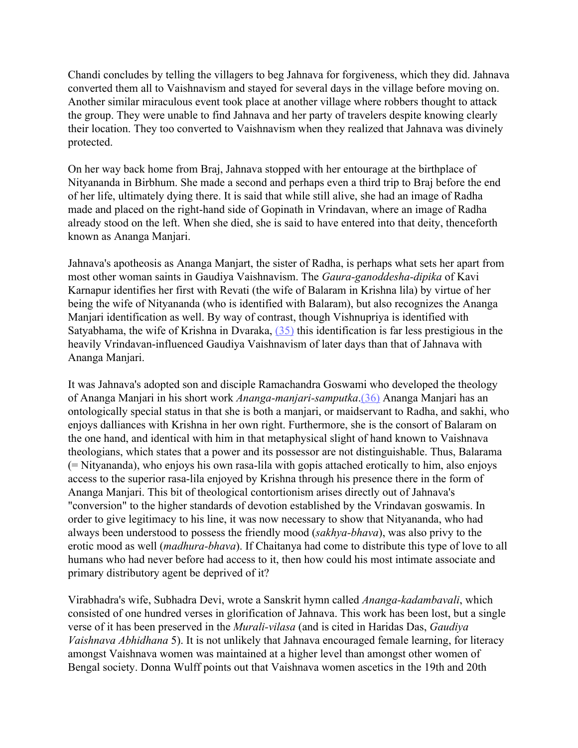Chandi concludes by telling the villagers to beg Jahnava for forgiveness, which they did. Jahnava converted them all to Vaishnavism and stayed for several days in the village before moving on. Another similar miraculous event took place at another village where robbers thought to attack the group. They were unable to find Jahnava and her party of travelers despite knowing clearly their location. They too converted to Vaishnavism when they realized that Jahnava was divinely protected.

On her way back home from Braj, Jahnava stopped with her entourage at the birthplace of Nityananda in Birbhum. She made a second and perhaps even a third trip to Braj before the end of her life, ultimately dying there. It is said that while still alive, she had an image of Radha made and placed on the right-hand side of Gopinath in Vrindavan, where an image of Radha already stood on the left. When she died, she is said to have entered into that deity, thenceforth known as Ananga Manjari.

Jahnava's apotheosis as Ananga Manjart, the sister of Radha, is perhaps what sets her apart from most other woman saints in Gaudiya Vaishnavism. The *Gaura-ganoddesha-dipika* of Kavi Karnapur identifies her first with Revati (the wife of Balaram in Krishna lila) by virtue of her being the wife of Nityananda (who is identified with Balaram), but also recognizes the Ananga Manjari identification as well. By way of contrast, though Vishnupriya is identified with Satyabhama, the wife of Krishna in Dvaraka, (35) this identification is far less prestigious in the heavily Vrindavan-influenced Gaudiya Vaishnavism of later days than that of Jahnava with Ananga Manjari.

It was Jahnava's adopted son and disciple Ramachandra Goswami who developed the theology of Ananga Manjari in his short work *Ananga-manjari-samputka*.(36) Ananga Manjari has an ontologically special status in that she is both a manjari, or maidservant to Radha, and sakhi, who enjoys dalliances with Krishna in her own right. Furthermore, she is the consort of Balaram on the one hand, and identical with him in that metaphysical slight of hand known to Vaishnava theologians, which states that a power and its possessor are not distinguishable. Thus, Balarama (= Nityananda), who enjoys his own rasa-lila with gopis attached erotically to him, also enjoys access to the superior rasa-lila enjoyed by Krishna through his presence there in the form of Ananga Manjari. This bit of theological contortionism arises directly out of Jahnava's "conversion" to the higher standards of devotion established by the Vrindavan goswamis. In order to give legitimacy to his line, it was now necessary to show that Nityananda, who had always been understood to possess the friendly mood (*sakhya-bhava*), was also privy to the erotic mood as well (*madhura-bhava*). If Chaitanya had come to distribute this type of love to all humans who had never before had access to it, then how could his most intimate associate and primary distributory agent be deprived of it?

Virabhadra's wife, Subhadra Devi, wrote a Sanskrit hymn called *Ananga-kadambavali*, which consisted of one hundred verses in glorification of Jahnava. This work has been lost, but a single verse of it has been preserved in the *Murali-vilasa* (and is cited in Haridas Das, *Gaudiya Vaishnava Abhidhana* 5). It is not unlikely that Jahnava encouraged female learning, for literacy amongst Vaishnava women was maintained at a higher level than amongst other women of Bengal society. Donna Wulff points out that Vaishnava women ascetics in the 19th and 20th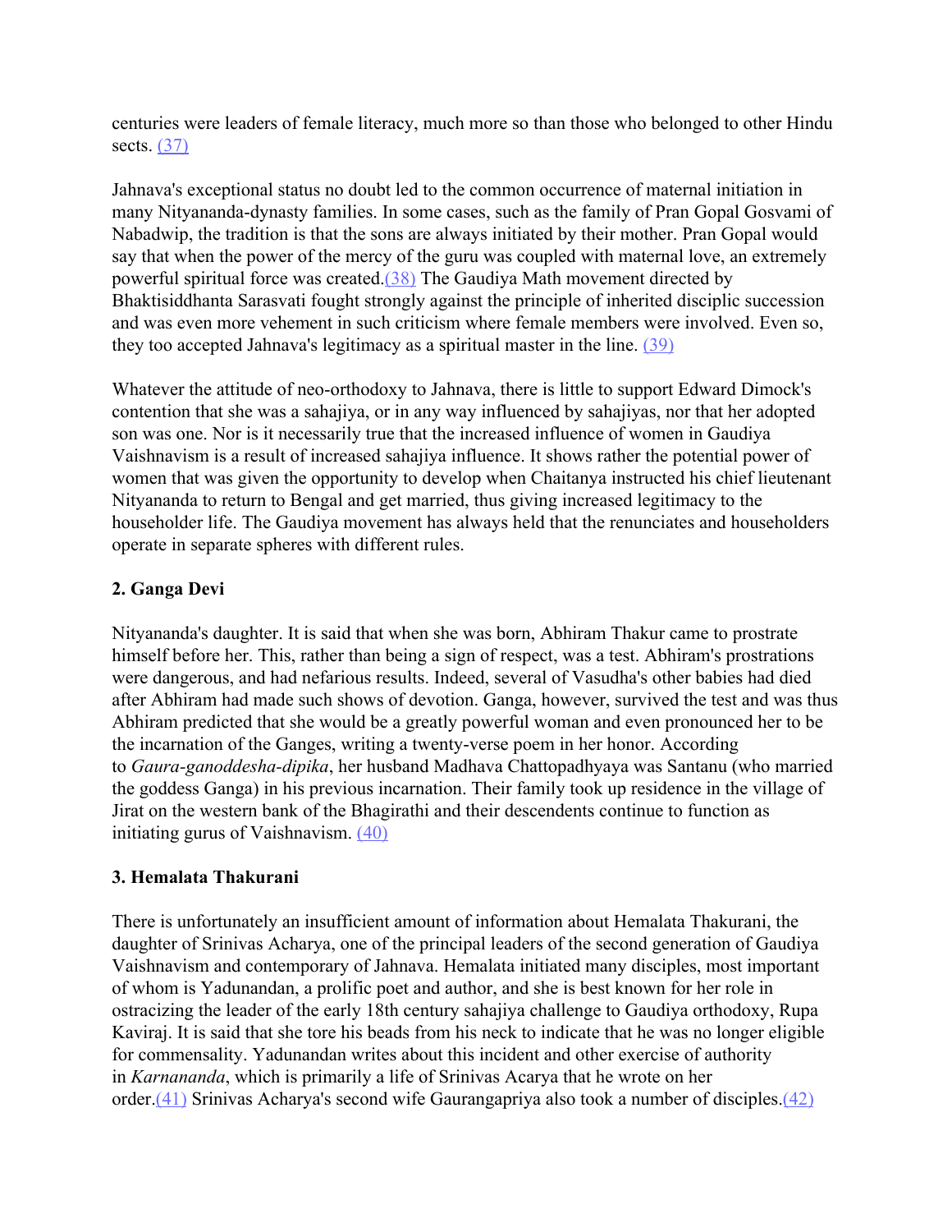centuries were leaders of female literacy, much more so than those who belonged to other Hindu sects. (37)

Jahnava's exceptional status no doubt led to the common occurrence of maternal initiation in many Nityananda-dynasty families. In some cases, such as the family of Pran Gopal Gosvami of Nabadwip, the tradition is that the sons are always initiated by their mother. Pran Gopal would say that when the power of the mercy of the guru was coupled with maternal love, an extremely powerful spiritual force was created.(38) The Gaudiya Math movement directed by Bhaktisiddhanta Sarasvati fought strongly against the principle of inherited disciplic succession and was even more vehement in such criticism where female members were involved. Even so, they too accepted Jahnava's legitimacy as a spiritual master in the line. (39)

Whatever the attitude of neo-orthodoxy to Jahnava, there is little to support Edward Dimock's contention that she was a sahajiya, or in any way influenced by sahajiyas, nor that her adopted son was one. Nor is it necessarily true that the increased influence of women in Gaudiya Vaishnavism is a result of increased sahajiya influence. It shows rather the potential power of women that was given the opportunity to develop when Chaitanya instructed his chief lieutenant Nityananda to return to Bengal and get married, thus giving increased legitimacy to the householder life. The Gaudiya movement has always held that the renunciates and householders operate in separate spheres with different rules.

**2. Ganga Devi**

Nityananda's daughter. It is said that when she was born, Abhiram Thakur came to prostrate himself before her. This, rather than being a sign of respect, was a test. Abhiram's prostrations were dangerous, and had nefarious results. Indeed, several of Vasudha's other babies had died after Abhiram had made such shows of devotion. Ganga, however, survived the test and was thus Abhiram predicted that she would be a greatly powerful woman and even pronounced her to be the incarnation of the Ganges, writing a twenty-verse poem in her honor. According to *Gaura-ganoddesha-dipika*, her husband Madhava Chattopadhyaya was Santanu (who married the goddess Ganga) in his previous incarnation. Their family took up residence in the village of Jirat on the western bank of the Bhagirathi and their descendents continue to function as initiating gurus of Vaishnavism. (40)

**3. Hemalata Thakurani**

There is unfortunately an insufficient amount of information about Hemalata Thakurani, the daughter of Srinivas Acharya, one of the principal leaders of the second generation of Gaudiya Vaishnavism and contemporary of Jahnava. Hemalata initiated many disciples, most important of whom is Yadunandan, a prolific poet and author, and she is best known for her role in ostracizing the leader of the early 18th century sahajiya challenge to Gaudiya orthodoxy, Rupa Kaviraj. It is said that she tore his beads from his neck to indicate that he was no longer eligible for commensality. Yadunandan writes about this incident and other exercise of authority in *Karnananda*, which is primarily a life of Srinivas Acarya that he wrote on her order.(41) Srinivas Acharya's second wife Gaurangapriya also took a number of disciples.(42)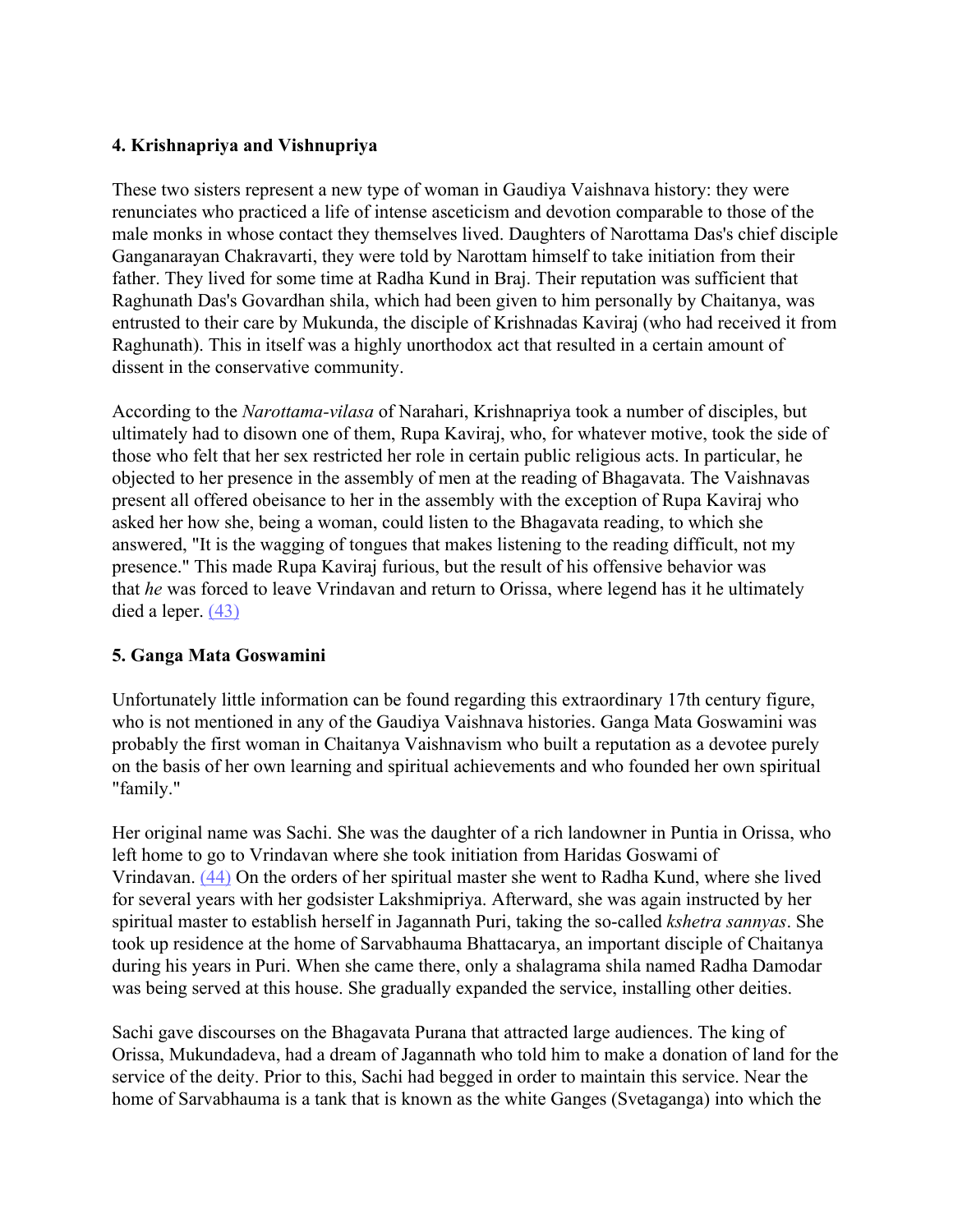### 4. Krishnapriya and Vishnupriya

These two sisters represent a new type of woman in Gaudiya Vaishnava history: they were renunciates who practiced a life of intense asceticism and devotion comparable to those of the male monks in whose contact they themselves lived. Daughters of Narottama Das's chief disciple Ganganarayan Chakravarti, they were told by Narottam himself to take initiation from their father. They lived for some time at Radha Kund in Braj. Their reputation was sufficient that Raghunath Das's Govardhan shila, which had been given to him personally by Chaitanya, was entrusted to their care by Mukunda, the disciple of Krishnadas Kaviraj (who had received it from Raghunath). This in itself was a highly unorthodox act that resulted in a certain amount of dissent in the conservative community.

According to the *Narottama-vilasa* of Narahari, Krishnapriya took a number of disciples, but ultimately had to disown one of them, Rupa Kaviraj, who, for whatever motive, took the side of those who felt that her sex restricted her role in certain public religious acts. In particular, he objected to her presence in the assembly of men at the reading of Bhagavata. The Vaishnavas present all offered obeisance to her in the assembly with the exception of Rupa Kaviraj who asked her how she, being a woman, could listen to the Bhagavata reading, to which she answered, "It is the wagging of tongues that makes listening to the reading difficult, not my presence." This made Rupa Kaviraj furious, but the result of his offensive behavior was that *he* was forced to leave Vrindavan and return to Orissa, where legend has it he ultimately died a leper. (43)

### 5. Ganga Mata Goswamini

Unfortunately little information can be found regarding this extraordinary 17th century figure, who is not mentioned in any of the Gaudiya Vaishnava histories. Ganga Mata Goswamini was probably the first woman in Chaitanya Vaishnavism who built a reputation as a devotee purely on the basis of her own learning and spiritual achievements and who founded her own spiritual "family."

Her original name was Sachi. She was the daughter of a rich landowner in Puntia in Orissa, who left home to go to Vrindavan where she took initiation from Haridas Goswami of Vrindavan. (44) On the orders of her spiritual master she went to Radha Kund, where she lived for several years with her godsister Lakshmipriya. Afterward, she was again instructed by her spiritual master to establish herself in Jagannath Puri, taking the so-called *kshetra sannyas*. She took up residence at the home of Sarvabhauma Bhattacarya, an important disciple of Chaitanya during his years in Puri. When she came there, only a shalagrama shila named Radha Damodar was being served at this house. She gradually expanded the service, installing other deities.

Sachi gave discourses on the Bhagavata Purana that attracted large audiences. The king of Orissa, Mukundadeva, had a dream of Jagannath who told him to make a donation of land for the service of the deity. Prior to this, Sachi had begged in order to maintain this service. Near the home of Sarvabhauma is a tank that is known as the white Ganges (Svetaganga) into which the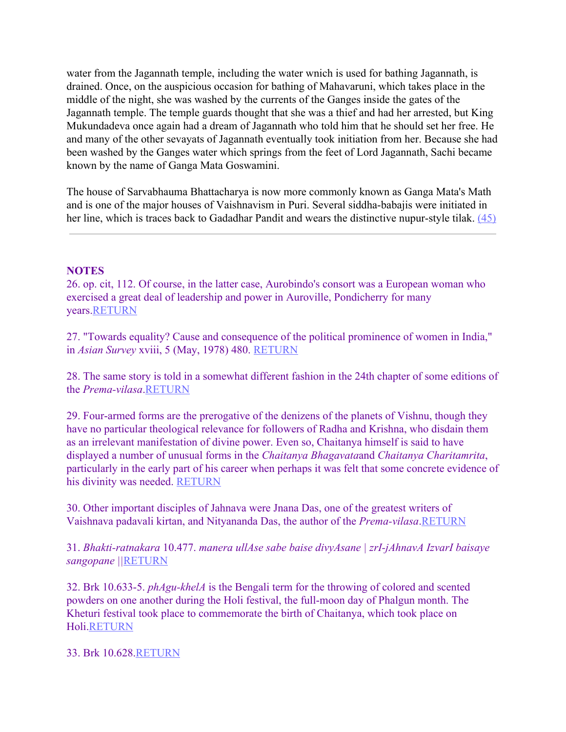water from the Jagannath temple, including the water wnich is used for bathing Jagannath, is drained. Once, on the auspicious occasion for bathing of Mahavaruni, which takes place in the middle of the night, she was washed by the currents of the Ganges inside the gates of the Jagannath temple. The temple guards thought that she was a thief and had her arrested, but King Mukundadeva once again had a dream of Jagannath who told him that he should set her free. He and many of the other sevayats of Jagannath eventually took initiation from her. Because she had been washed by the Ganges water which springs from the feet of Lord Jagannath, Sachi became known by the name of Ganga Mata Goswamini.

The house of Sarvabhauma Bhattacharya is now more commonly known as Ganga Mata's Math and is one of the major houses of Vaishnavism in Puri. Several siddha-babajis were initiated in her line, which is traces back to Gadadhar Pandit and wears the distinctive nupur-style tilak. (45)

---

**NOTES**

26. op. cit, 112. Of course, in the latter case, Aurobindo's consort was a European woman who exercised a great deal of leadership and power in Auroville, Pondicherry for many years.RETURN

27. "Towards equality? Cause and consequence of the political prominence of women in India," in *Asian Survey* xviii, 5 (May, 1978) 480. RETURN

28. The same story is told in a somewhat different fashion in the 24th chapter of some editions of the *Prema-vilasa*.RETURN

29. Four-armed forms are the prerogative of the denizens of the planets of Vishnu, though they have no particular theological relevance for followers of Radha and Krishna, who disdain them as an irrelevant manifestation of divine power. Even so, Chaitanya himself is said to have displayed a number of unusual forms in the *Chaitanya Bhagavata*and *Chaitanya Charitamrita*, particularly in the early part of his career when perhaps it was felt that some concrete evidence of his divinity was needed. RETURN

30. Other important disciples of Jahnava were Jnana Das, one of the greatest writers of Vaishnava padavali kirtan, and Nityananda Das, the author of the *Prema-vilasa*.RETURN

31. *Bhakti-ratnakara* 10.477. *manera ullAse sabe baise divyAsane | zrI-jAhnavA IzvarI baisaye sangopane* ||RETURN

32. Brk 10.633-5. *phAgu-khelA* is the Bengali term for the throwing of colored and scented powders on one another during the Holi festival, the full-moon day of Phalgun month. The Kheturi festival took place to commemorate the birth of Chaitanya, which took place on Holi.RETURN

33. Brk 10.628.RETURN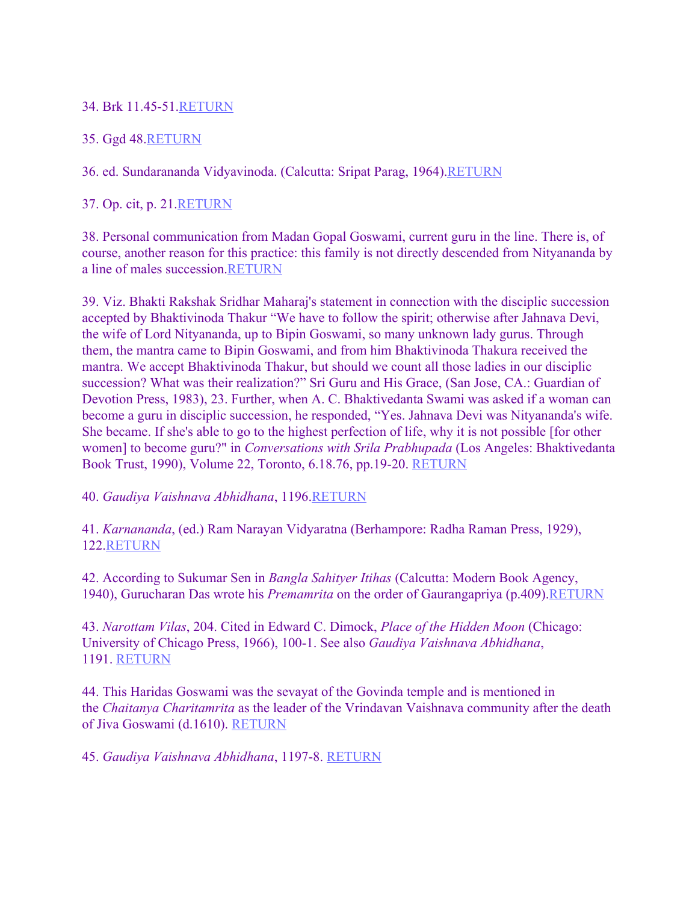34. Brk 11.45-51.RETURN

35. Ggd 48.RETURN

36. ed. Sundarananda Vidyavinoda. (Calcutta: Sripat Parag, 1964).RETURN

37. Op. cit, p. 21.RETURN

38. Personal communication from Madan Gopal Goswami, current guru in the line. There is, of course, another reason for this practice: this family is not directly descended from Nityananda by a line of males succession.RETURN

39. Viz. Bhakti Rakshak Sridhar Maharaj's statement in connection with the disciplic succession accepted by Bhaktivinoda Thakur "We have to follow the spirit; otherwise after Jahnava Devi, the wife of Lord Nityananda, up to Bipin Goswami, so many unknown lady gurus. Through them, the mantra came to Bipin Goswami, and from him Bhaktivinoda Thakura received the mantra. We accept Bhaktivinoda Thakur, but should we count all those ladies in our disciplic succession? What was their realization?" Sri Guru and His Grace, (San Jose, CA.: Guardian of Devotion Press, 1983), 23. Further, when A. C. Bhaktivedanta Swami was asked if a woman can become a guru in disciplic succession, he responded, "Yes. Jahnava Devi was Nityananda's wife. She became. If she's able to go to the highest perfection of life, why it is not possible [for other women] to become guru?" in *Conversations with Srila Prabhupada* (Los Angeles: Bhaktivedanta Book Trust, 1990), Volume 22, Toronto, 6.18.76, pp.19-20. RETURN

40. *Gaudiya Vaishnava Abhidhana*, 1196.RETURN

41. *Karnananda*, (ed.) Ram Narayan Vidyaratna (Berhampore: Radha Raman Press, 1929), 122.RETURN

42. According to Sukumar Sen in *Bangla Sahityer Itihas* (Calcutta: Modern Book Agency, 1940), Gurucharan Das wrote his *Premamrita* on the order of Gaurangapriya (p.409).RETURN

43. *Narottam Vilas*, 204. Cited in Edward C. Dimock, *Place of the Hidden Moon* (Chicago: University of Chicago Press, 1966), 100-1. See also *Gaudiya Vaishnava Abhidhana*, 1191. RETURN

44. This Haridas Goswami was the sevayat of the Govinda temple and is mentioned in the *Chaitanya Charitamrita* as the leader of the Vrindavan Vaishnava community after the death of Jiva Goswami (d.1610). RETURN

45. *Gaudiya Vaishnava Abhidhana*, 1197-8. RETURN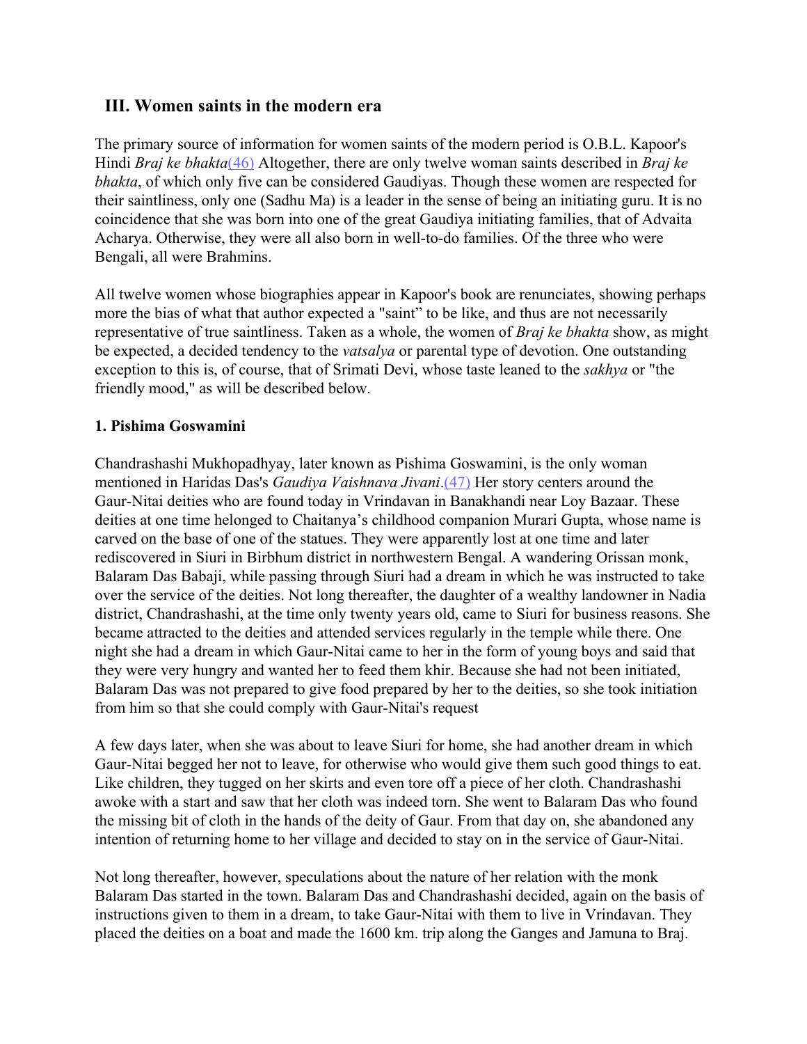## III. Women saints in the modern era

The primary source of information for women saints of the modern period is O.B.L. Kapoor's Hindi *Braj ke bhakta*(46) Altogether, there are only twelve woman saints described in *Braj ke bhakta*, of which only five can be considered Gaudiyas. Though these women are respected for their saintliness, only one (Sadhu Ma) is a leader in the sense of being an initiating guru. It is no coincidence that she was born into one of the great Gaudiya initiating families, that of Advaita Acharya. Otherwise, they were all also born in well-to-do families. Of the three who were Bengali, all were Brahmins.

All twelve women whose biographies appear in Kapoor's book are renunciates, showing perhaps more the bias of what that author expected a "saint" to be like, and thus are not necessarily representative of true saintliness. Taken as a whole, the women of *Braj ke bhakta* show, as might be expected, a decided tendency to the *vatsalya* or parental type of devotion. One outstanding exception to this is, of course, that of Srimati Devi, whose taste leaned to the *sakhya* or "the friendly mood," as will be described below.

### 1. Pishima Goswamini

Chandrashashi Mukhopadhyay, later known as Pishima Goswamini, is the only woman mentioned in Haridas Das's *Gaudiya Vaishnava Jivani*.(47) Her story centers around the Gaur-Nitai deities who are found today in Vrindavan in Banakhandi near Loy Bazaar. These deities at one time helonged to Chaitanya's childhood companion Murari Gupta, whose name is carved on the base of one of the statues. They were apparently lost at one time and later rediscovered in Siuri in Birbhum district in northwestern Bengal. A wandering Orissan monk, Balaram Das Babaji, while passing through Siuri had a dream in which he was instructed to take over the service of the deities. Not long thereafter, the daughter of a wealthy landowner in Nadia district, Chandrashashi, at the time only twenty years old, came to Siuri for business reasons. She became attracted to the deities and attended services regularly in the temple while there. One night she had a dream in which Gaur-Nitai came to her in the form of young boys and said that they were very hungry and wanted her to feed them khir. Because she had not been initiated, Balaram Das was not prepared to give food prepared by her to the deities, so she took initiation from him so that she could comply with Gaur-Nitai's request

A few days later, when she was about to leave Siuri for home, she had another dream in which Gaur-Nitai begged her not to leave, for otherwise who would give them such good things to eat. Like children, they tugged on her skirts and even tore off a piece of her cloth. Chandrashashi awoke with a start and saw that her cloth was indeed torn. She went to Balaram Das who found the missing bit of cloth in the hands of the deity of Gaur. From that day on, she abandoned any intention of returning home to her village and decided to stay on in the service of Gaur-Nitai.

Not long thereafter, however, speculations about the nature of her relation with the monk Balaram Das started in the town. Balaram Das and Chandrashashi decided, again on the basis of instructions given to them in a dream, to take Gaur-Nitai with them to live in Vrindavan. They placed the deities on a boat and made the 1600 km. trip along the Ganges and Jamuna to Braj.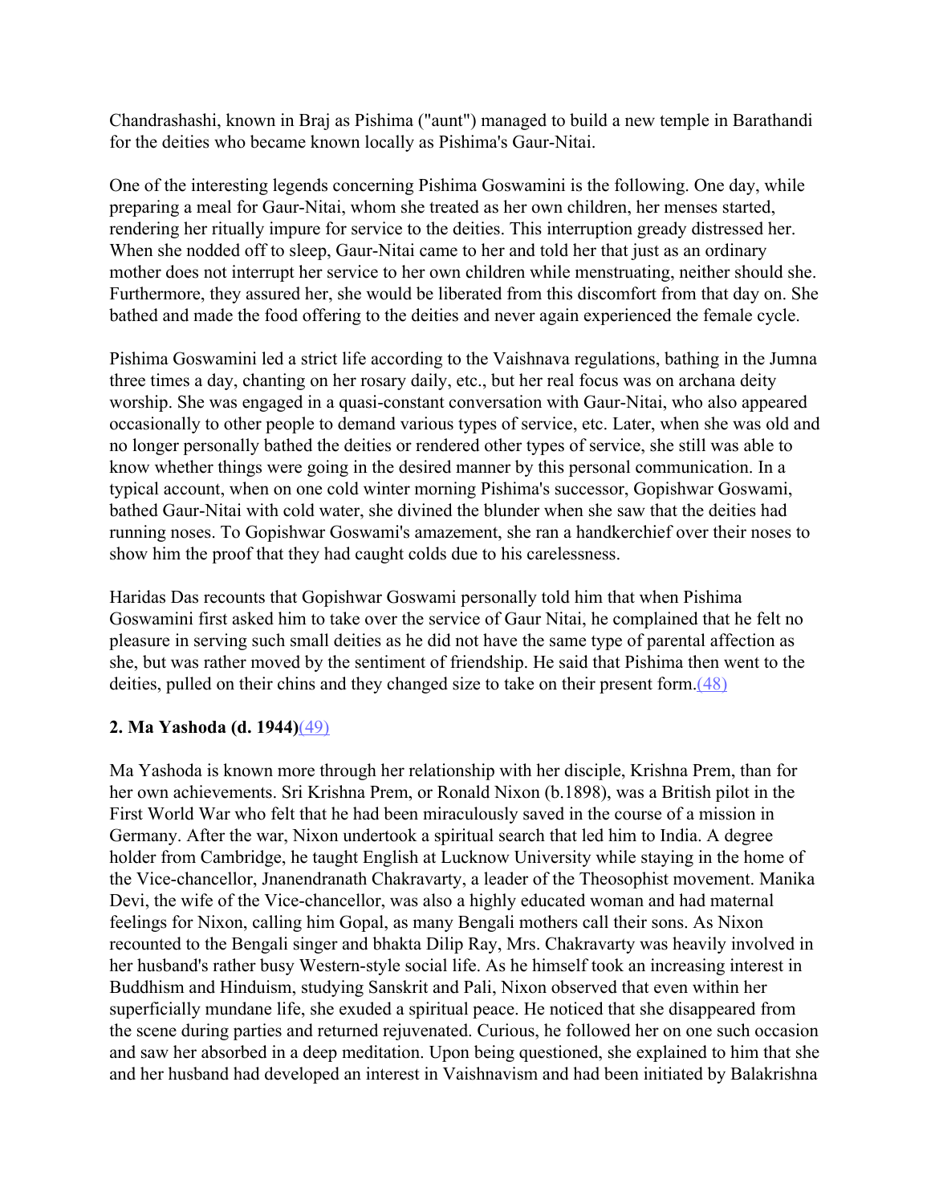Chandrashashi, known in Braj as Pishima ("aunt") managed to build a new temple in Barathandi for the deities who became known locally as Pishima's Gaur-Nitai.

One of the interesting legends concerning Pishima Goswamini is the following. One day, while preparing a meal for Gaur-Nitai, whom she treated as her own children, her menses started, rendering her ritually impure for service to the deities. This interruption gready distressed her. When she nodded off to sleep, Gaur-Nitai came to her and told her that just as an ordinary mother does not interrupt her service to her own children while menstruating, neither should she. Furthermore, they assured her, she would be liberated from this discomfort from that day on. She bathed and made the food offering to the deities and never again experienced the female cycle.

Pishima Goswamini led a strict life according to the Vaishnava regulations, bathing in the Jumna three times a day, chanting on her rosary daily, etc., but her real focus was on archana deity worship. She was engaged in a quasi-constant conversation with Gaur-Nitai, who also appeared occasionally to other people to demand various types of service, etc. Later, when she was old and no longer personally bathed the deities or rendered other types of service, she still was able to know whether things were going in the desired manner by this personal communication. In a typical account, when on one cold winter morning Pishima's successor, Gopishwar Goswami, bathed Gaur-Nitai with cold water, she divined the blunder when she saw that the deities had running noses. To Gopishwar Goswami's amazement, she ran a handkerchief over their noses to show him the proof that they had caught colds due to his carelessness.

Haridas Das recounts that Gopishwar Goswami personally told him that when Pishima Goswamini first asked him to take over the service of Gaur Nitai, he complained that he felt no pleasure in serving such small deities as he did not have the same type of parental affection as she, but was rather moved by the sentiment of friendship. He said that Pishima then went to the deities, pulled on their chins and they changed size to take on their present form.(48)

**2. Ma Yashoda (d. 1944)**(49)

Ma Yashoda is known more through her relationship with her disciple, Krishna Prem, than for her own achievements. Sri Krishna Prem, or Ronald Nixon (b.1898), was a British pilot in the First World War who felt that he had been miraculously saved in the course of a mission in Germany. After the war, Nixon undertook a spiritual search that led him to India. A degree holder from Cambridge, he taught English at Lucknow University while staying in the home of the Vice-chancellor, Jnanendranath Chakravarty, a leader of the Theosophist movement. Manika Devi, the wife of the Vice-chancellor, was also a highly educated woman and had maternal feelings for Nixon, calling him Gopal, as many Bengali mothers call their sons. As Nixon recounted to the Bengali singer and bhakta Dilip Ray, Mrs. Chakravarty was heavily involved in her husband's rather busy Western-style social life. As he himself took an increasing interest in Buddhism and Hinduism, studying Sanskrit and Pali, Nixon observed that even within her superficially mundane life, she exuded a spiritual peace. He noticed that she disappeared from the scene during parties and returned rejuvenated. Curious, he followed her on one such occasion and saw her absorbed in a deep meditation. Upon being questioned, she explained to him that she and her husband had developed an interest in Vaishnavism and had been initiated by Balakrishna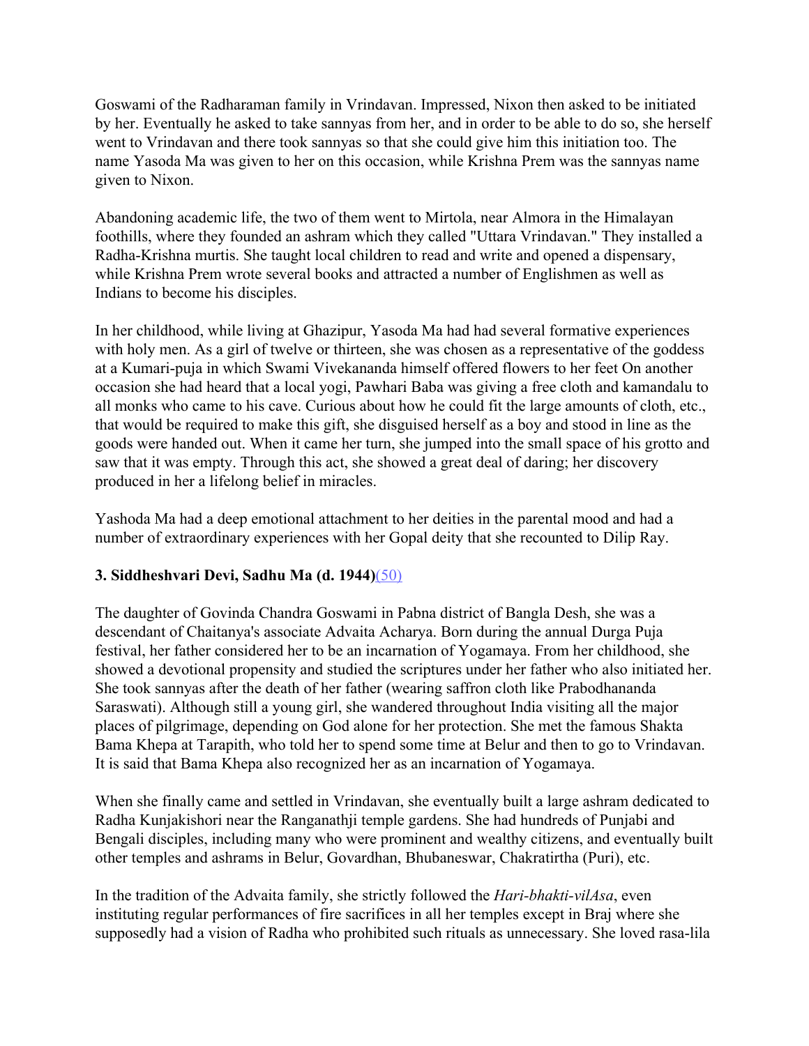Goswami of the Radharaman family in Vrindavan. Impressed, Nixon then asked to be initiated by her. Eventually he asked to take sannyas from her, and in order to be able to do so, she herself went to Vrindavan and there took sannyas so that she could give him this initiation too. The name Yasoda Ma was given to her on this occasion, while Krishna Prem was the sannyas name given to Nixon.

Abandoning academic life, the two of them went to Mirtola, near Almora in the Himalayan foothills, where they founded an ashram which they called "Uttara Vrindavan." They installed a Radha-Krishna murtis. She taught local children to read and write and opened a dispensary, while Krishna Prem wrote several books and attracted a number of Englishmen as well as Indians to become his disciples.

In her childhood, while living at Ghazipur, Yasoda Ma had had several formative experiences with holy men. As a girl of twelve or thirteen, she was chosen as a representative of the goddess at a Kumari-puja in which Swami Vivekananda himself offered flowers to her feet On another occasion she had heard that a local yogi, Pawhari Baba was giving a free cloth and kamandalu to all monks who came to his cave. Curious about how he could fit the large amounts of cloth, etc., that would be required to make this gift, she disguised herself as a boy and stood in line as the goods were handed out. When it came her turn, she jumped into the small space of his grotto and saw that it was empty. Through this act, she showed a great deal of daring; her discovery produced in her a lifelong belief in miracles.

Yashoda Ma had a deep emotional attachment to her deities in the parental mood and had a number of extraordinary experiences with her Gopal deity that she recounted to Dilip Ray.

### 3. Siddheshvari Devi, Sadhu Ma (d. 1944)(50)

The daughter of Govinda Chandra Goswami in Pabna district of Bangla Desh, she was a descendant of Chaitanya's associate Advaita Acharya. Born during the annual Durga Puja festival, her father considered her to be an incarnation of Yogamaya. From her childhood, she showed a devotional propensity and studied the scriptures under her father who also initiated her. She took sannyas after the death of her father (wearing saffron cloth like Prabodhananda Saraswati). Although still a young girl, she wandered throughout India visiting all the major places of pilgrimage, depending on God alone for her protection. She met the famous Shakta Bama Khepa at Tarapith, who told her to spend some time at Belur and then to go to Vrindavan. It is said that Bama Khepa also recognized her as an incarnation of Yogamaya.

When she finally came and settled in Vrindavan, she eventually built a large ashram dedicated to Radha Kunjakishori near the Ranganathji temple gardens. She had hundreds of Punjabi and Bengali disciples, including many who were prominent and wealthy citizens, and eventually built other temples and ashrams in Belur, Govardhan, Bhubaneswar, Chakratirtha (Puri), etc.

In the tradition of the Advaita family, she strictly followed the *Hari-bhakti-vilAsa*, even instituting regular performances of fire sacrifices in all her temples except in Braj where she supposedly had a vision of Radha who prohibited such rituals as unnecessary. She loved rasa-lila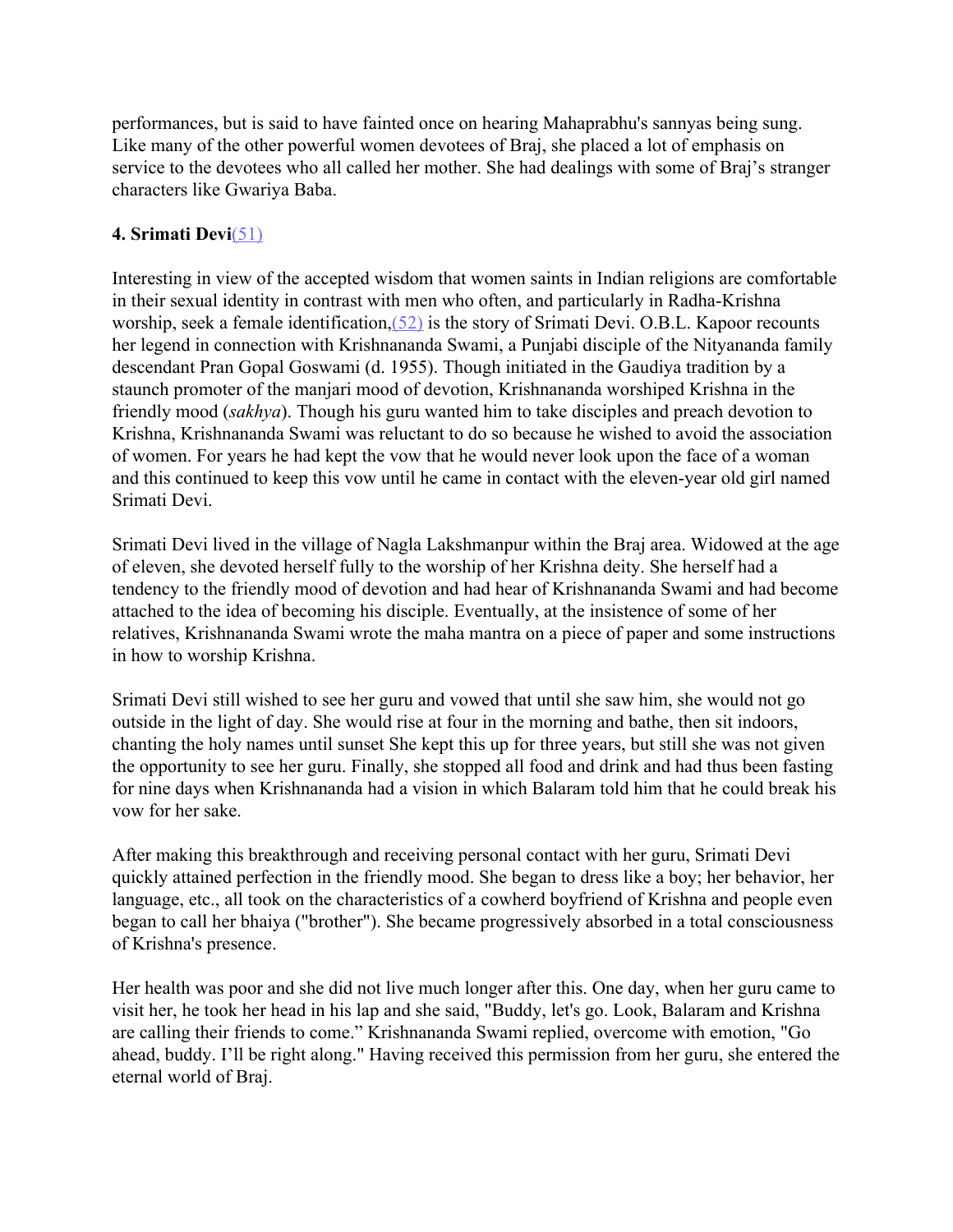performances, but is said to have fainted once on hearing Mahaprabhu's sannyas being sung. Like many of the other powerful women devotees of Braj, she placed a lot of emphasis on service to the devotees who all called her mother. She had dealings with some of Braj's stranger characters like Gwariya Baba.

**4. Srimati Devi**(51)

Interesting in view of the accepted wisdom that women saints in Indian religions are comfortable in their sexual identity in contrast with men who often, and particularly in Radha-Krishna worship, seek a female identification,(52) is the story of Srimati Devi. O.B.L. Kapoor recounts her legend in connection with Krishnananda Swami, a Punjabi disciple of the Nityananda family descendant Pran Gopal Goswami (d. 1955). Though initiated in the Gaudiya tradition by a staunch promoter of the manjari mood of devotion, Krishnananda worshiped Krishna in the friendly mood (*sakhya*). Though his guru wanted him to take disciples and preach devotion to Krishna, Krishnananda Swami was reluctant to do so because he wished to avoid the association of women. For years he had kept the vow that he would never look upon the face of a woman and this continued to keep this vow until he came in contact with the eleven-year old girl named Srimati Devi.

Srimati Devi lived in the village of Nagla Lakshmanpur within the Braj area. Widowed at the age of eleven, she devoted herself fully to the worship of her Krishna deity. She herself had a tendency to the friendly mood of devotion and had hear of Krishnananda Swami and had become attached to the idea of becoming his disciple. Eventually, at the insistence of some of her relatives, Krishnananda Swami wrote the maha mantra on a piece of paper and some instructions in how to worship Krishna.

Srimati Devi still wished to see her guru and vowed that until she saw him, she would not go outside in the light of day. She would rise at four in the morning and bathe, then sit indoors, chanting the holy names until sunset She kept this up for three years, but still she was not given the opportunity to see her guru. Finally, she stopped all food and drink and had thus been fasting for nine days when Krishnananda had a vision in which Balaram told him that he could break his vow for her sake.

After making this breakthrough and receiving personal contact with her guru, Srimati Devi quickly attained perfection in the friendly mood. She began to dress like a boy; her behavior, her language, etc., all took on the characteristics of a cowherd boyfriend of Krishna and people even began to call her bhaiya ("brother"). She became progressively absorbed in a total consciousness of Krishna's presence.

Her health was poor and she did not live much longer after this. One day, when her guru came to visit her, he took her head in his lap and she said, "Buddy, let's go. Look, Balaram and Krishna are calling their friends to come." Krishnananda Swami replied, overcome with emotion, "Go ahead, buddy. I'll be right along." Having received this permission from her guru, she entered the eternal world of Braj.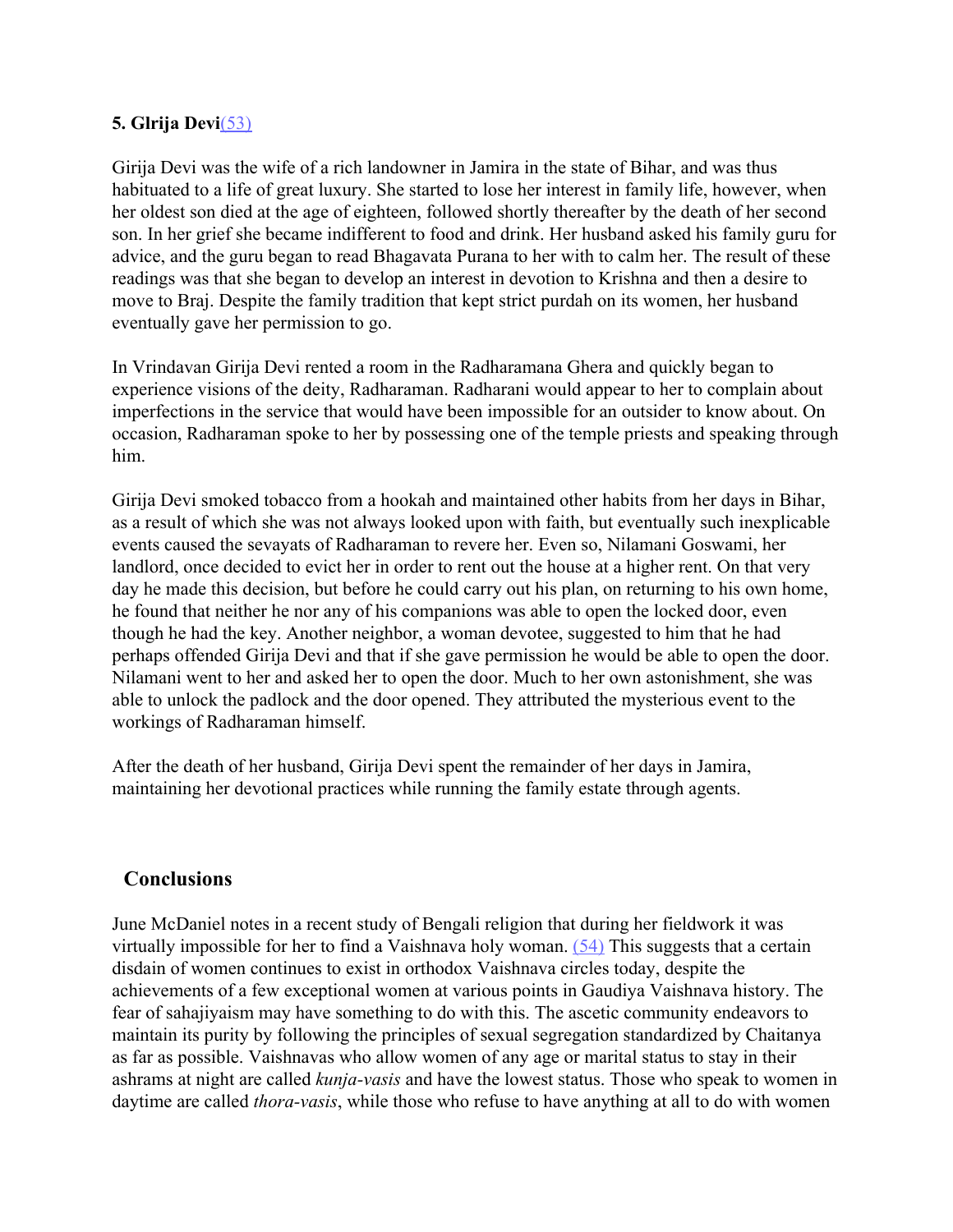**5. Glrija Devi**(53)

Girija Devi was the wife of a rich landowner in Jamira in the state of Bihar, and was thus habituated to a life of great luxury. She started to lose her interest in family life, however, when her oldest son died at the age of eighteen, followed shortly thereafter by the death of her second son. In her grief she became indifferent to food and drink. Her husband asked his family guru for advice, and the guru began to read Bhagavata Purana to her with to calm her. The result of these readings was that she began to develop an interest in devotion to Krishna and then a desire to move to Braj. Despite the family tradition that kept strict purdah on its women, her husband eventually gave her permission to go.

In Vrindavan Girija Devi rented a room in the Radharamana Ghera and quickly began to experience visions of the deity, Radharaman. Radharani would appear to her to complain about imperfections in the service that would have been impossible for an outsider to know about. On occasion, Radharaman spoke to her by possessing one of the temple priests and speaking through him.

Girija Devi smoked tobacco from a hookah and maintained other habits from her days in Bihar, as a result of which she was not always looked upon with faith, but eventually such inexplicable events caused the sevayats of Radharaman to revere her. Even so, Nilamani Goswami, her landlord, once decided to evict her in order to rent out the house at a higher rent. On that very day he made this decision, but before he could carry out his plan, on returning to his own home, he found that neither he nor any of his companions was able to open the locked door, even though he had the key. Another neighbor, a woman devotee, suggested to him that he had perhaps offended Girija Devi and that if she gave permission he would be able to open the door. Nilamani went to her and asked her to open the door. Much to her own astonishment, she was able to unlock the padlock and the door opened. They attributed the mysterious event to the workings of Radharaman himself.

After the death of her husband, Girija Devi spent the remainder of her days in Jamira, maintaining her devotional practices while running the family estate through agents.

## Conclusions

June McDaniel notes in a recent study of Bengali religion that during her fieldwork it was virtually impossible for her to find a Vaishnava holy woman. (54) This suggests that a certain disdain of women continues to exist in orthodox Vaishnava circles today, despite the achievements of a few exceptional women at various points in Gaudiya Vaishnava history. The fear of sahajiyaism may have something to do with this. The ascetic community endeavors to maintain its purity by following the principles of sexual segregation standardized by Chaitanya as far as possible. Vaishnavas who allow women of any age or marital status to stay in their ashrams at night are called *kunja-vasis* and have the lowest status. Those who speak to women in daytime are called *thora-vasis*, while those who refuse to have anything at all to do with women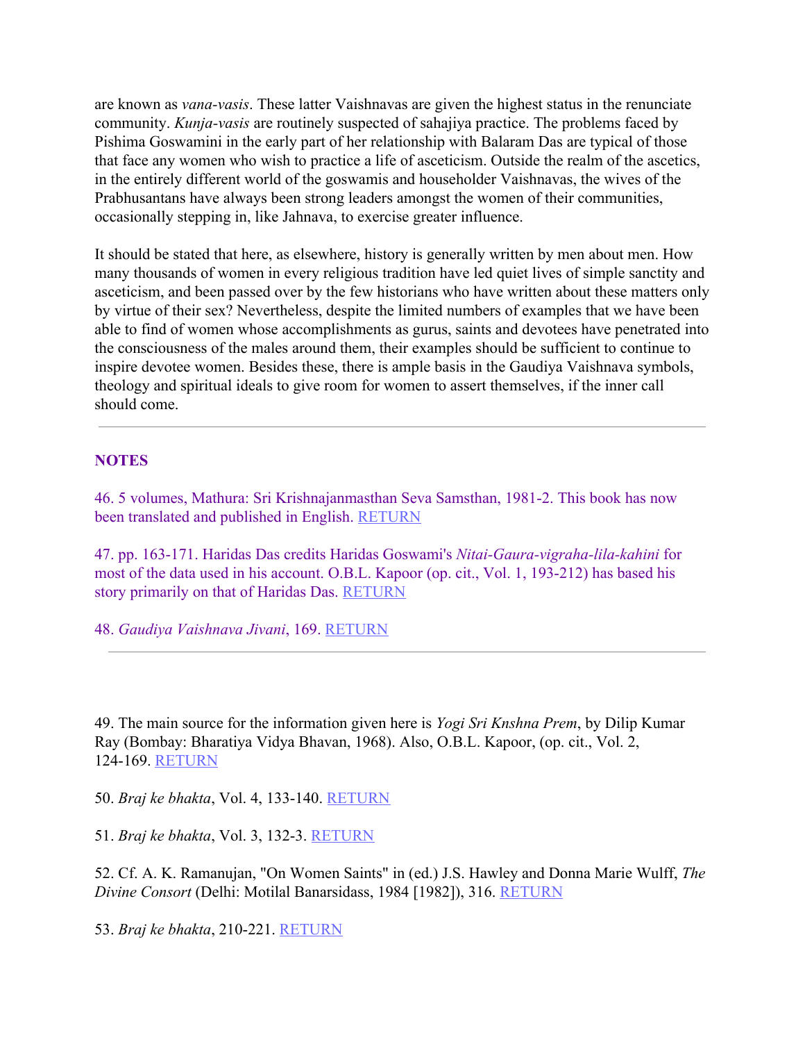are known as *vana-vasis*. These latter Vaishnavas are given the highest status in the renunciate community. *Kunja-vasis* are routinely suspected of sahajiya practice. The problems faced by Pishima Goswamini in the early part of her relationship with Balaram Das are typical of those that face any women who wish to practice a life of asceticism. Outside the realm of the ascetics, in the entirely different world of the goswamis and householder Vaishnavas, the wives of the Prabhusantans have always been strong leaders amongst the women of their communities, occasionally stepping in, like Jahnava, to exercise greater influence.

It should be stated that here, as elsewhere, history is generally written by men about men. How many thousands of women in every religious tradition have led quiet lives of simple sanctity and asceticism, and been passed over by the few historians who have written about these matters only by virtue of their sex? Nevertheless, despite the limited numbers of examples that we have been able to find of women whose accomplishments as gurus, saints and devotees have penetrated into the consciousness of the males around them, their examples should be sufficient to continue to inspire devotee women. Besides these, there is ample basis in the Gaudiya Vaishnava symbols, theology and spiritual ideals to give room for women to assert themselves, if the inner call should come.

---

## NOTES

46. 5 volumes, Mathura: Sri Krishnajanmasthan Seva Samsthan, 1981-2. This book has now been translated and published in English. RETURN

47. pp. 163-171. Haridas Das credits Haridas Goswami's *Nitai-Gaura-vigraha-lila-kahini* for most of the data used in his account. O.B.L. Kapoor (op. cit., Vol. 1, 193-212) has based his story primarily on that of Haridas Das. RETURN

48. *Gaudiya Vaishnava Jivani*, 169. RETURN

---

49. The main source for the information given here is *Yogi Sri Knshna Prem*, by Dilip Kumar Ray (Bombay: Bharatiya Vidya Bhavan, 1968). Also, O.B.L. Kapoor, (op. cit., Vol. 2, 124-169. RETURN

50. *Braj ke bhakta*, Vol. 4, 133-140. RETURN

51. *Braj ke bhakta*, Vol. 3, 132-3. RETURN

52. Cf. A. K. Ramanujan, "On Women Saints" in (ed.) J.S. Hawley and Donna Marie Wulff, *The Divine Consort* (Delhi: Motilal Banarsidass, 1984 [1982]), 316. RETURN

53. *Braj ke bhakta*, 210-221. RETURN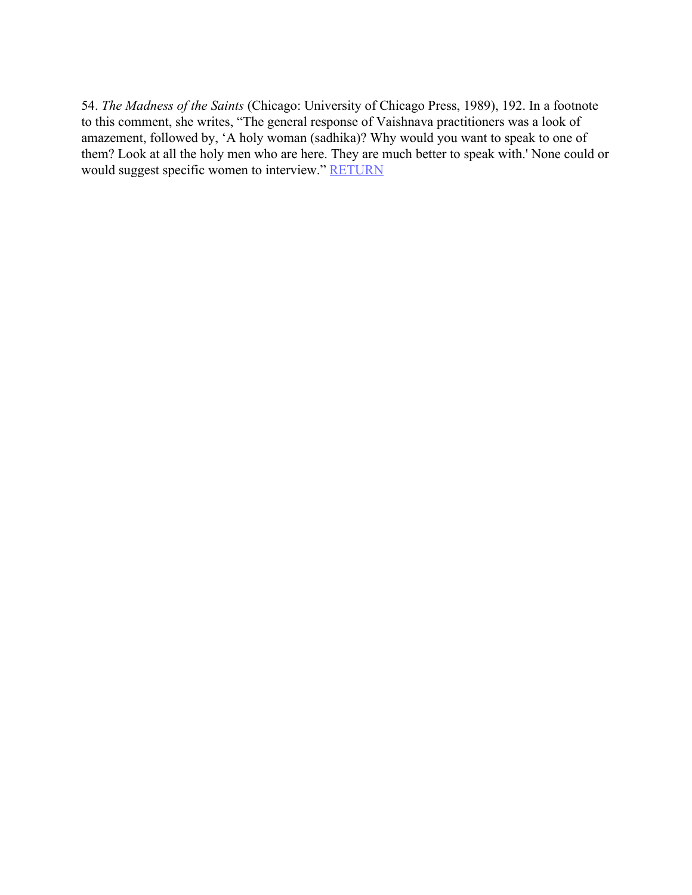54. *The Madness of the Saints* (Chicago: University of Chicago Press, 1989), 192. In a footnote to this comment, she writes, "The general response of Vaishnava practitioners was a look of amazement, followed by, 'A holy woman (sadhika)? Why would you want to speak to one of them? Look at all the holy men who are here. They are much better to speak with.' None could or would suggest specific women to interview." RETURN